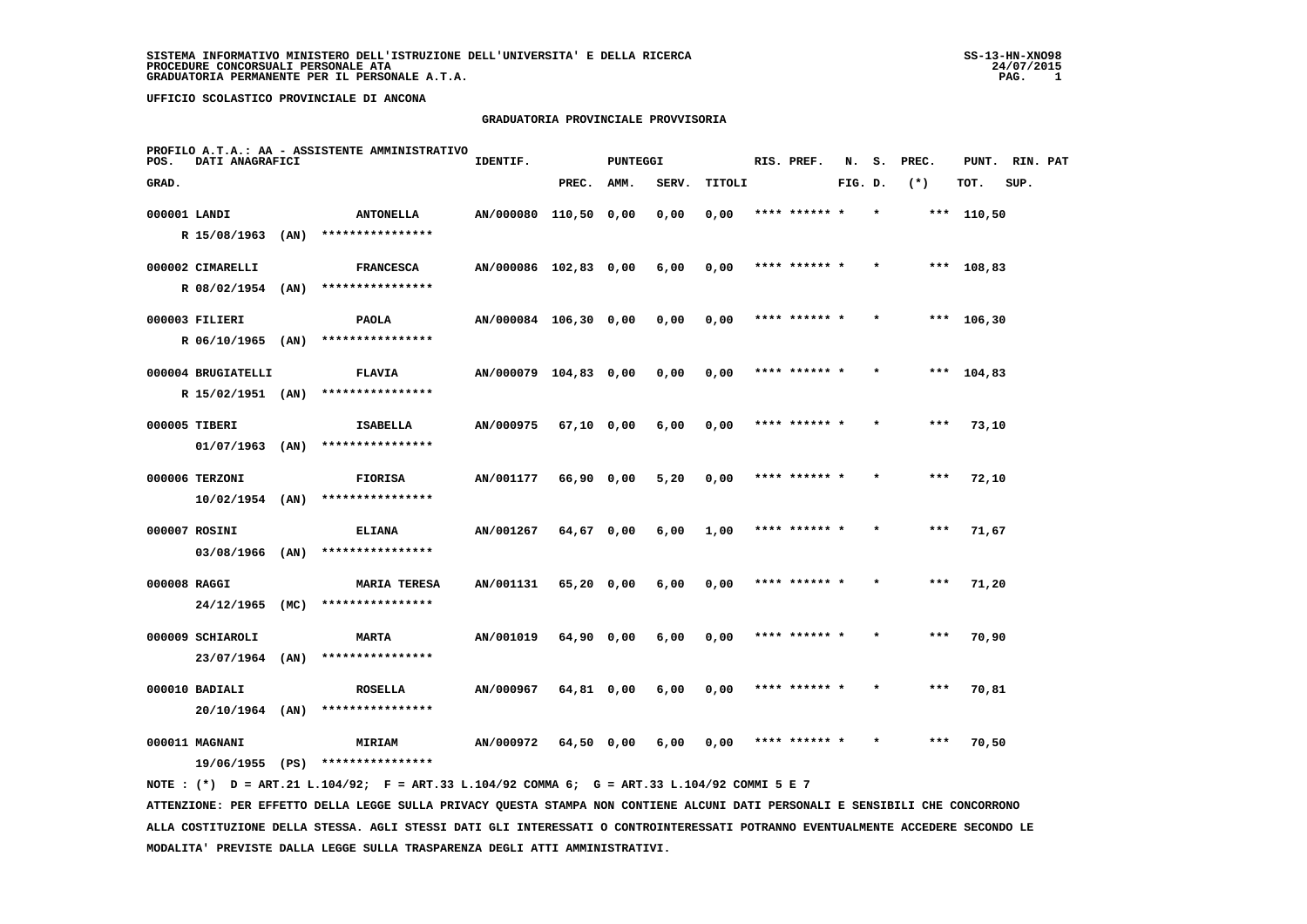**SISTEMA INFORMATIVO MINISTERO DELL'ISTRUZIONE DELL'UNIVERSITA' E DELLA RICERCA**
**PROCEDURE CONCORSUALI PERSONALE ATA**
**GRADUATORIA PERMANENTE PER IL PERSONALE A.T.A.**

SS-13-HN-XNO98
24/07/2015

**UFFICIO SCOLASTICO PROVINCIALE DI ANCONA**

## GRADUATORIA PROVINCIALE PROVVISORIA

**PROFILO A.T.A.: AA - ASSISTENTE AMMINISTRATIVO**

| POS. GRAD. | DATI ANAGRAFICI | | IDENTIF. | PUNTEGGI PREC. | AMM. | SERV. | TITOLI | RIS. PREF. | N. FIG. | S. D. | PREC. (*) | PUNT. TOT. | RIN. SUP. | PAT |
|---|---|---|---|---|---|---|---|---|---|---|---|---|---|---|
| 000001 | LANDI R 15/08/1963 (AN) | ANTONELLA **************** | AN/000080 | 110,50 | 0,00 | 0,00 | 0,00 | **** ****** * | | * | *** | 110,50 | | |
| 000002 | CIMARELLI R 08/02/1954 (AN) | FRANCESCA **************** | AN/000086 | 102,83 | 0,00 | 6,00 | 0,00 | **** ****** * | | * | *** | 108,83 | | |
| 000003 | FILIERI R 06/10/1965 (AN) | PAOLA **************** | AN/000084 | 106,30 | 0,00 | 0,00 | 0,00 | **** ****** * | | * | *** | 106,30 | | |
| 000004 | BRUGIATELLI R 15/02/1951 (AN) | FLAVIA **************** | AN/000079 | 104,83 | 0,00 | 0,00 | 0,00 | **** ****** * | | * | *** | 104,83 | | |
| 000005 | TIBERI 01/07/1963 (AN) | ISABELLA **************** | AN/000975 | 67,10 | 0,00 | 6,00 | 0,00 | **** ****** * | | * | *** | 73,10 | | |
| 000006 | TERZONI 10/02/1954 (AN) | FIORISA **************** | AN/001177 | 66,90 | 0,00 | 5,20 | 0,00 | **** ****** * | | * | *** | 72,10 | | |
| 000007 | ROSINI 03/08/1966 (AN) | ELIANA **************** | AN/001267 | 64,67 | 0,00 | 6,00 | 1,00 | **** ****** * | | * | *** | 71,67 | | |
| 000008 | RAGGI 24/12/1965 (MC) | MARIA TERESA **************** | AN/001131 | 65,20 | 0,00 | 6,00 | 0,00 | **** ****** * | | * | *** | 71,20 | | |
| 000009 | SCHIAROLI 23/07/1964 (AN) | MARTA **************** | AN/001019 | 64,90 | 0,00 | 6,00 | 0,00 | **** ****** * | | * | *** | 70,90 | | |
| 000010 | BADIALI 20/10/1964 (AN) | ROSELLA **************** | AN/000967 | 64,81 | 0,00 | 6,00 | 0,00 | **** ****** * | | * | *** | 70,81 | | |
| 000011 | MAGNANI 19/06/1955 (PS) | MIRIAM **************** | AN/000972 | 64,50 | 0,00 | 6,00 | 0,00 | **** ****** * | | * | *** | 70,50 | | |

NOTE : (*) D = ART.21 L.104/92; F = ART.33 L.104/92 COMMA 6; G = ART.33 L.104/92 COMMI 5 E 7

ATTENZIONE: PER EFFETTO DELLA LEGGE SULLA PRIVACY QUESTA STAMPA NON CONTIENE ALCUNI DATI PERSONALI E SENSIBILI CHE CONCORRONO ALLA COSTITUZIONE DELLA STESSA. AGLI STESSI DATI GLI INTERESSATI O CONTROINTERESSATI POTRANNO EVENTUALMENTE ACCEDERE SECONDO LE MODALITA' PREVISTE DALLA LEGGE SULLA TRASPARENZA DEGLI ATTI AMMINISTRATIVI.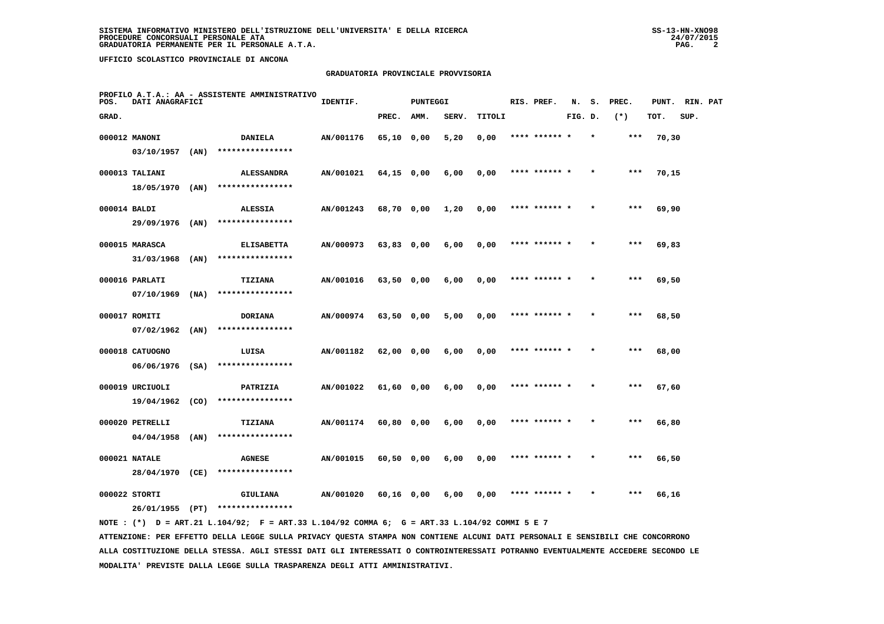SISTEMA INFORMATIVO MINISTERO DELL'ISTRUZIONE DELL'UNIVERSITA' E DELLA RICERCA
PROCEDURE CONCORSUALI PERSONALE ATA
GRADUATORIA PERMANENTE PER IL PERSONALE A.T.A.

UFFICIO SCOLASTICO PROVINCIALE DI ANCONA

## GRADUATORIA PROVINCIALE PROVVISORIA

PROFILO A.T.A.: AA - ASSISTENTE AMMINISTRATIVO

| POS. GRAD. | DATI ANAGRAFICI | | IDENTIF. | PUNTEGGI PREC. | AMM. | SERV. | TITOLI | RIS. PREF. | N. FIG. | S. D. | PREC. (*) | PUNT. TOT. | RIN. SUP. | PAT |
|---|---|---|---|---|---|---|---|---|---|---|---|---|---|---|
| 000012 | MANONI 03/10/1957 (AN) | DANIELA **************** | AN/001176 | 65,10 | 0,00 | 5,20 | 0,00 | **** ****** * | | * | *** | 70,30 | | |
| 000013 | TALIANI 18/05/1970 (AN) | ALESSANDRA **************** | AN/001021 | 64,15 | 0,00 | 6,00 | 0,00 | **** ****** * | | * | *** | 70,15 | | |
| 000014 | BALDI 29/09/1976 (AN) | ALESSIA **************** | AN/001243 | 68,70 | 0,00 | 1,20 | 0,00 | **** ****** * | | * | *** | 69,90 | | |
| 000015 | MARASCA 31/03/1968 (AN) | ELISABETTA **************** | AN/000973 | 63,83 | 0,00 | 6,00 | 0,00 | **** ****** * | | * | *** | 69,83 | | |
| 000016 | PARLATI 07/10/1969 (NA) | TIZIANA **************** | AN/001016 | 63,50 | 0,00 | 6,00 | 0,00 | **** ****** * | | * | *** | 69,50 | | |
| 000017 | ROMITI 07/02/1962 (AN) | DORIANA **************** | AN/000974 | 63,50 | 0,00 | 5,00 | 0,00 | **** ****** * | | * | *** | 68,50 | | |
| 000018 | CATUOGNO 06/06/1976 (SA) | LUISA **************** | AN/001182 | 62,00 | 0,00 | 6,00 | 0,00 | **** ****** * | | * | *** | 68,00 | | |
| 000019 | URCIUOLI 19/04/1962 (CO) | PATRIZIA **************** | AN/001022 | 61,60 | 0,00 | 6,00 | 0,00 | **** ****** * | | * | *** | 67,60 | | |
| 000020 | PETRELLI 04/04/1958 (AN) | TIZIANA **************** | AN/001174 | 60,80 | 0,00 | 6,00 | 0,00 | **** ****** * | | * | *** | 66,80 | | |
| 000021 | NATALE 28/04/1970 (CE) | AGNESE **************** | AN/001015 | 60,50 | 0,00 | 6,00 | 0,00 | **** ****** * | | * | *** | 66,50 | | |
| 000022 | STORTI 26/01/1955 (PT) | GIULIANA **************** | AN/001020 | 60,16 | 0,00 | 6,00 | 0,00 | **** ****** * | | * | *** | 66,16 | | |

NOTE : (*) D = ART.21 L.104/92; F = ART.33 L.104/92 COMMA 6; G = ART.33 L.104/92 COMMI 5 E 7

ATTENZIONE: PER EFFETTO DELLA LEGGE SULLA PRIVACY QUESTA STAMPA NON CONTIENE ALCUNI DATI PERSONALI E SENSIBILI CHE CONCORRONO ALLA COSTITUZIONE DELLA STESSA. AGLI STESSI DATI GLI INTERESSATI O CONTROINTERESSATI POTRANNO EVENTUALMENTE ACCEDERE SECONDO LE MODALITA' PREVISTE DALLA LEGGE SULLA TRASPARENZA DEGLI ATTI AMMINISTRATIVI.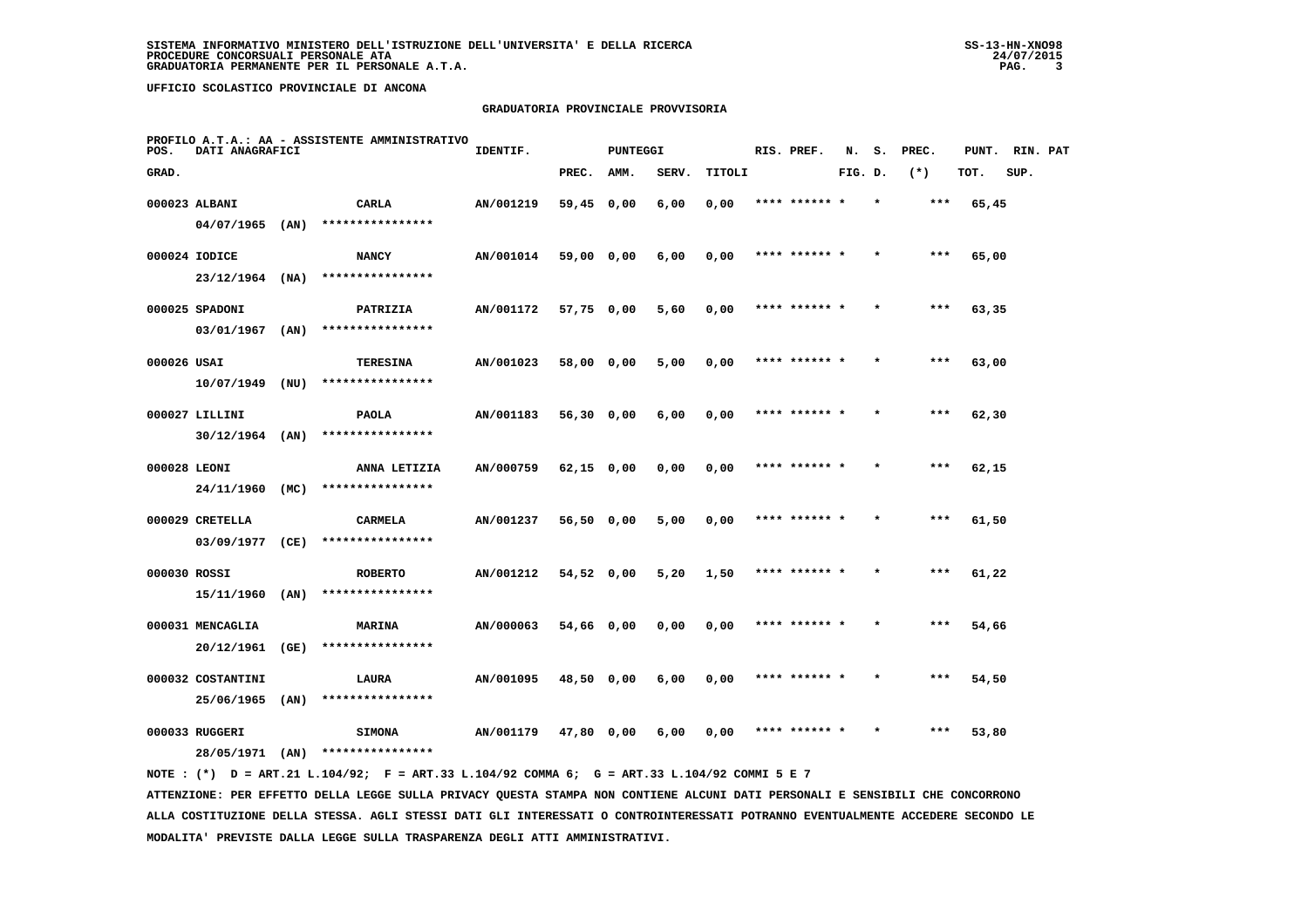SISTEMA INFORMATIVO MINISTERO DELL'ISTRUZIONE DELL'UNIVERSITA' E DELLA RICERCA
PROCEDURE CONCORSUALI PERSONALE ATA
GRADUATORIA PERMANENTE PER IL PERSONALE A.T.A.

UFFICIO SCOLASTICO PROVINCIALE DI ANCONA

## GRADUATORIA PROVINCIALE PROVVISORIA

PROFILO A.T.A.: AA - ASSISTENTE AMMINISTRATIVO

| POS. GRAD. | DATI ANAGRAFICI | | IDENTIF. | PUNTEGGI PREC. | AMM. | SERV. | TITOLI | RIS. PREF. | N. FIG. | S. D. | PREC. (*) | PUNT. TOT. | RIN. SUP. | PAT |
|---|---|---|---|---|---|---|---|---|---|---|---|---|---|---|
| 000023 | ALBANI 04/07/1965 (AN) | CARLA **************** | AN/001219 | 59,45 | 0,00 | 6,00 | 0,00 | **** ****** * | | * | *** | 65,45 | | |
| 000024 | IODICE 23/12/1964 (NA) | NANCY **************** | AN/001014 | 59,00 | 0,00 | 6,00 | 0,00 | **** ****** * | | * | *** | 65,00 | | |
| 000025 | SPADONI 03/01/1967 (AN) | PATRIZIA **************** | AN/001172 | 57,75 | 0,00 | 5,60 | 0,00 | **** ****** * | | * | *** | 63,35 | | |
| 000026 | USAI 10/07/1949 (NU) | TERESINA **************** | AN/001023 | 58,00 | 0,00 | 5,00 | 0,00 | **** ****** * | | * | *** | 63,00 | | |
| 000027 | LILLINI 30/12/1964 (AN) | PAOLA **************** | AN/001183 | 56,30 | 0,00 | 6,00 | 0,00 | **** ****** * | | * | *** | 62,30 | | |
| 000028 | LEONI 24/11/1960 (MC) | ANNA LETIZIA **************** | AN/000759 | 62,15 | 0,00 | 0,00 | 0,00 | **** ****** * | | * | *** | 62,15 | | |
| 000029 | CRETELLA 03/09/1977 (CE) | CARMELA **************** | AN/001237 | 56,50 | 0,00 | 5,00 | 0,00 | **** ****** * | | * | *** | 61,50 | | |
| 000030 | ROSSI 15/11/1960 (AN) | ROBERTO **************** | AN/001212 | 54,52 | 0,00 | 5,20 | 1,50 | **** ****** * | | * | *** | 61,22 | | |
| 000031 | MENCAGLIA 20/12/1961 (GE) | MARINA **************** | AN/000063 | 54,66 | 0,00 | 0,00 | 0,00 | **** ****** * | | * | *** | 54,66 | | |
| 000032 | COSTANTINI 25/06/1965 (AN) | LAURA **************** | AN/001095 | 48,50 | 0,00 | 6,00 | 0,00 | **** ****** * | | * | *** | 54,50 | | |
| 000033 | RUGGERI 28/05/1971 (AN) | SIMONA **************** | AN/001179 | 47,80 | 0,00 | 6,00 | 0,00 | **** ****** * | | * | *** | 53,80 | | |

NOTE : (*) D = ART.21 L.104/92; F = ART.33 L.104/92 COMMA 6; G = ART.33 L.104/92 COMMI 5 E 7

ATTENZIONE: PER EFFETTO DELLA LEGGE SULLA PRIVACY QUESTA STAMPA NON CONTIENE ALCUNI DATI PERSONALI E SENSIBILI CHE CONCORRONO ALLA COSTITUZIONE DELLA STESSA. AGLI STESSI DATI GLI INTERESSATI O CONTROINTERESSATI POTRANNO EVENTUALMENTE ACCEDERE SECONDO LE MODALITA' PREVISTE DALLA LEGGE SULLA TRASPARENZA DEGLI ATTI AMMINISTRATIVI.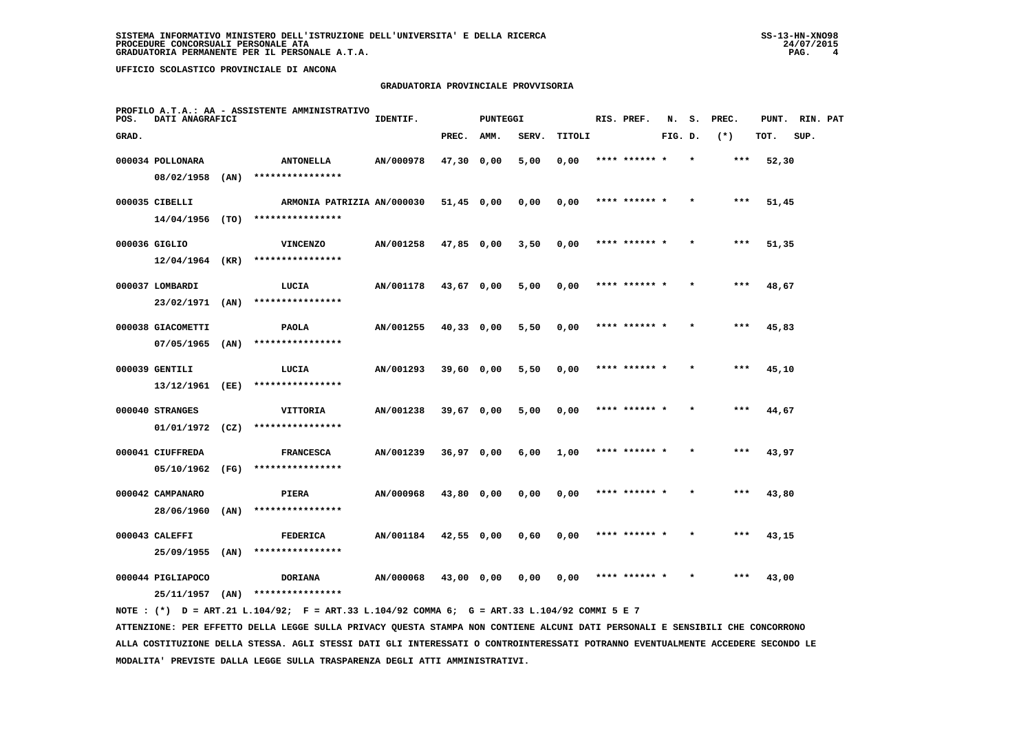**SISTEMA INFORMATIVO MINISTERO DELL'ISTRUZIONE DELL'UNIVERSITA' E DELLA RICERCA**
**PROCEDURE CONCORSUALI PERSONALE ATA**
**GRADUATORIA PERMANENTE PER IL PERSONALE A.T.A.**

SS-13-HN-XNO98
24/07/2015

**UFFICIO SCOLASTICO PROVINCIALE DI ANCONA**

## GRADUATORIA PROVINCIALE PROVVISORIA

PROFILO A.T.A.: AA - ASSISTENTE AMMINISTRATIVO

| POS. GRAD. | DATI ANAGRAFICI | | IDENTIF. | PUNTEGGI PREC. | AMM. | SERV. | TITOLI | RIS. PREF. | N. FIG. | S. D. | PREC. (*) | PUNT. TOT. | RIN. SUP. | PAT |
|---|---|---|---|---|---|---|---|---|---|---|---|---|---|---|
| 000034 | POLLONARA 08/02/1958 (AN) | ANTONELLA **************** | AN/000978 | 47,30 | 0,00 | 5,00 | 0,00 | **** ****** * | | * | *** | 52,30 | | |
| 000035 | CIBELLI 14/04/1956 (TO) | ARMONIA PATRIZIA **************** | AN/000030 | 51,45 | 0,00 | 0,00 | 0,00 | **** ****** * | | * | *** | 51,45 | | |
| 000036 | GIGLIO 12/04/1964 (KR) | VINCENZO **************** | AN/001258 | 47,85 | 0,00 | 3,50 | 0,00 | **** ****** * | | * | *** | 51,35 | | |
| 000037 | LOMBARDI 23/02/1971 (AN) | LUCIA **************** | AN/001178 | 43,67 | 0,00 | 5,00 | 0,00 | **** ****** * | | * | *** | 48,67 | | |
| 000038 | GIACOMETTI 07/05/1965 (AN) | PAOLA **************** | AN/001255 | 40,33 | 0,00 | 5,50 | 0,00 | **** ****** * | | * | *** | 45,83 | | |
| 000039 | GENTILI 13/12/1961 (EE) | LUCIA **************** | AN/001293 | 39,60 | 0,00 | 5,50 | 0,00 | **** ****** * | | * | *** | 45,10 | | |
| 000040 | STRANGES 01/01/1972 (CZ) | VITTORIA **************** | AN/001238 | 39,67 | 0,00 | 5,00 | 0,00 | **** ****** * | | * | *** | 44,67 | | |
| 000041 | CIUFFREDA 05/10/1962 (FG) | FRANCESCA **************** | AN/001239 | 36,97 | 0,00 | 6,00 | 1,00 | **** ****** * | | * | *** | 43,97 | | |
| 000042 | CAMPANARO 28/06/1960 (AN) | PIERA **************** | AN/000968 | 43,80 | 0,00 | 0,00 | 0,00 | **** ****** * | | * | *** | 43,80 | | |
| 000043 | CALEFFI 25/09/1955 (AN) | FEDERICA **************** | AN/001184 | 42,55 | 0,00 | 0,60 | 0,00 | **** ****** * | | * | *** | 43,15 | | |
| 000044 | PIGLIAPOCO 25/11/1957 (AN) | DORIANA **************** | AN/000068 | 43,00 | 0,00 | 0,00 | 0,00 | **** ****** * | | * | *** | 43,00 | | |

NOTE : (*) D = ART.21 L.104/92; F = ART.33 L.104/92 COMMA 6; G = ART.33 L.104/92 COMMI 5 E 7

ATTENZIONE: PER EFFETTO DELLA LEGGE SULLA PRIVACY QUESTA STAMPA NON CONTIENE ALCUNI DATI PERSONALI E SENSIBILI CHE CONCORRONO ALLA COSTITUZIONE DELLA STESSA. AGLI STESSI DATI GLI INTERESSATI O CONTROINTERESSATI POTRANNO EVENTUALMENTE ACCEDERE SECONDO LE MODALITA' PREVISTE DALLA LEGGE SULLA TRASPARENZA DEGLI ATTI AMMINISTRATIVI.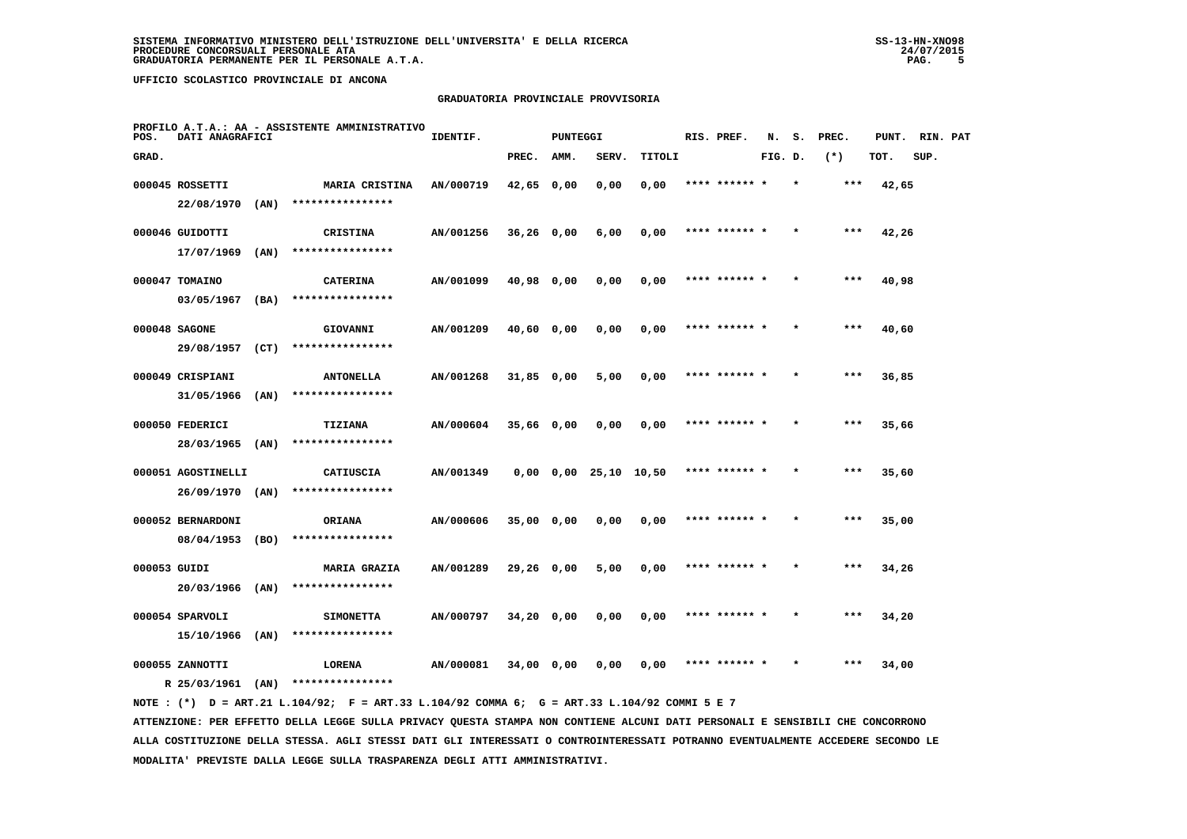SISTEMA INFORMATIVO MINISTERO DELL'ISTRUZIONE DELL'UNIVERSITA' E DELLA RICERCA
PROCEDURE CONCORSUALI PERSONALE ATA
GRADUATORIA PERMANENTE PER IL PERSONALE A.T.A.

UFFICIO SCOLASTICO PROVINCIALE DI ANCONA

## GRADUATORIA PROVINCIALE PROVVISORIA

PROFILO A.T.A.: AA - ASSISTENTE AMMINISTRATIVO

| POS. GRAD. | DATI ANAGRAFICI | | IDENTIF. | PUNTEGGI PREC. | AMM. | SERV. | TITOLI | RIS. PREF. | N. FIG. | S. D. | PREC. (*) | PUNT. TOT. | RIN. SUP. | PAT |
|---|---|---|---|---|---|---|---|---|---|---|---|---|---|---|
| 000045 | ROSSETTI 22/08/1970 (AN) | MARIA CRISTINA **************** | AN/000719 | 42,65 | 0,00 | 0,00 | 0,00 | **** ****** * | | * | *** | 42,65 | | |
| 000046 | GUIDOTTI 17/07/1969 (AN) | CRISTINA **************** | AN/001256 | 36,26 | 0,00 | 6,00 | 0,00 | **** ****** * | | * | *** | 42,26 | | |
| 000047 | TOMAINO 03/05/1967 (BA) | CATERINA **************** | AN/001099 | 40,98 | 0,00 | 0,00 | 0,00 | **** ****** * | | * | *** | 40,98 | | |
| 000048 | SAGONE 29/08/1957 (CT) | GIOVANNI **************** | AN/001209 | 40,60 | 0,00 | 0,00 | 0,00 | **** ****** * | | * | *** | 40,60 | | |
| 000049 | CRISPIANI 31/05/1966 (AN) | ANTONELLA **************** | AN/001268 | 31,85 | 0,00 | 5,00 | 0,00 | **** ****** * | | * | *** | 36,85 | | |
| 000050 | FEDERICI 28/03/1965 (AN) | TIZIANA **************** | AN/000604 | 35,66 | 0,00 | 0,00 | 0,00 | **** ****** * | | * | *** | 35,66 | | |
| 000051 | AGOSTINELLI 26/09/1970 (AN) | CATIUSCIA **************** | AN/001349 | 0,00 | 0,00 | 25,10 | 10,50 | **** ****** * | | * | *** | 35,60 | | |
| 000052 | BERNARDONI 08/04/1953 (BO) | ORIANA **************** | AN/000606 | 35,00 | 0,00 | 0,00 | 0,00 | **** ****** * | | * | *** | 35,00 | | |
| 000053 | GUIDI 20/03/1966 (AN) | MARIA GRAZIA **************** | AN/001289 | 29,26 | 0,00 | 5,00 | 0,00 | **** ****** * | | * | *** | 34,26 | | |
| 000054 | SPARVOLI 15/10/1966 (AN) | SIMONETTA **************** | AN/000797 | 34,20 | 0,00 | 0,00 | 0,00 | **** ****** * | | * | *** | 34,20 | | |
| 000055 | ZANNOTTI R 25/03/1961 (AN) | LORENA **************** | AN/000081 | 34,00 | 0,00 | 0,00 | 0,00 | **** ****** * | | * | *** | 34,00 | | |

NOTE : (*) D = ART.21 L.104/92; F = ART.33 L.104/92 COMMA 6; G = ART.33 L.104/92 COMMI 5 E 7

ATTENZIONE: PER EFFETTO DELLA LEGGE SULLA PRIVACY QUESTA STAMPA NON CONTIENE ALCUNI DATI PERSONALI E SENSIBILI CHE CONCORRONO ALLA COSTITUZIONE DELLA STESSA. AGLI STESSI DATI GLI INTERESSATI O CONTROINTERESSATI POTRANNO EVENTUALMENTE ACCEDERE SECONDO LE MODALITA' PREVISTE DALLA LEGGE SULLA TRASPARENZA DEGLI ATTI AMMINISTRATIVI.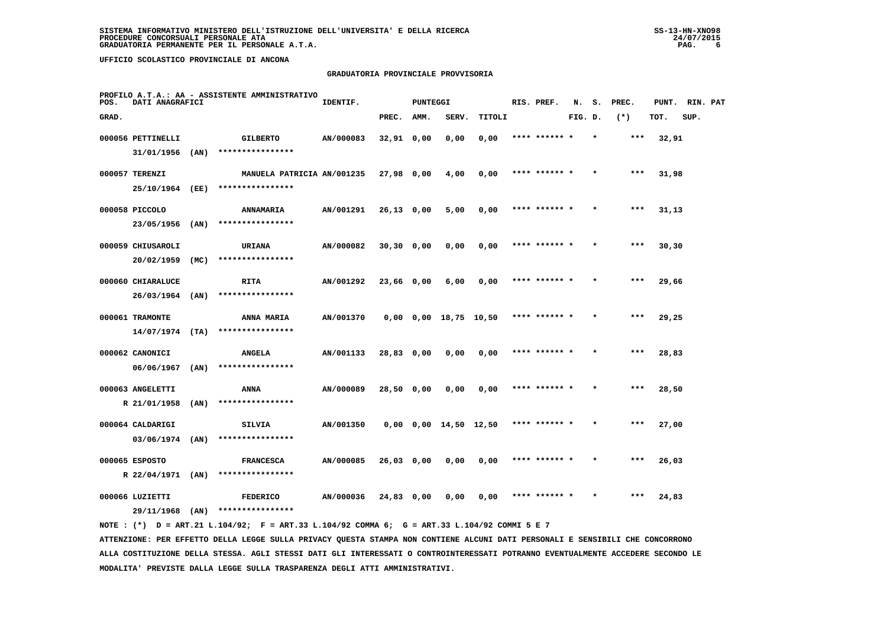SISTEMA INFORMATIVO MINISTERO DELL'ISTRUZIONE DELL'UNIVERSITA' E DELLA RICERCA
PROCEDURE CONCORSUALI PERSONALE ATA
GRADUATORIA PERMANENTE PER IL PERSONALE A.T.A.

UFFICIO SCOLASTICO PROVINCIALE DI ANCONA

## GRADUATORIA PROVINCIALE PROVVISORIA

PROFILO A.T.A.: AA - ASSISTENTE AMMINISTRATIVO

| POS. GRAD. | DATI ANAGRAFICI | | IDENTIF. | PUNTEGGI PREC. | AMM. | SERV. | TITOLI | RIS. PREF. | N. FIG. | S. D. | PREC. (*) | PUNT. TOT. | RIN. SUP. | PAT |
|---|---|---|---|---|---|---|---|---|---|---|---|---|---|---|
| 000056 | PETTINELLI 31/01/1956 (AN) | GILBERTO **************** | AN/000083 | 32,91 | 0,00 | 0,00 | 0,00 | **** ****** * | | * | *** | 32,91 | | |
| 000057 | TERENZI 25/10/1964 (EE) | MANUELA PATRICIA **************** | AN/001235 | 27,98 | 0,00 | 4,00 | 0,00 | **** ****** * | | * | *** | 31,98 | | |
| 000058 | PICCOLO 23/05/1956 (AN) | ANNAMARIA **************** | AN/001291 | 26,13 | 0,00 | 5,00 | 0,00 | **** ****** * | | * | *** | 31,13 | | |
| 000059 | CHIUSAROLI 20/02/1959 (MC) | URIANA **************** | AN/000082 | 30,30 | 0,00 | 0,00 | 0,00 | **** ****** * | | * | *** | 30,30 | | |
| 000060 | CHIARALUCE 26/03/1964 (AN) | RITA **************** | AN/001292 | 23,66 | 0,00 | 6,00 | 0,00 | **** ****** * | | * | *** | 29,66 | | |
| 000061 | TRAMONTE 14/07/1974 (TA) | ANNA MARIA **************** | AN/001370 | 0,00 | 0,00 | 18,75 | 10,50 | **** ****** * | | * | *** | 29,25 | | |
| 000062 | CANONICI 06/06/1967 (AN) | ANGELA **************** | AN/001133 | 28,83 | 0,00 | 0,00 | 0,00 | **** ****** * | | * | *** | 28,83 | | |
| 000063 | ANGELETTI R 21/01/1958 (AN) | ANNA **************** | AN/000089 | 28,50 | 0,00 | 0,00 | 0,00 | **** ****** * | | * | *** | 28,50 | | |
| 000064 | CALDARIGI 03/06/1974 (AN) | SILVIA **************** | AN/001350 | 0,00 | 0,00 | 14,50 | 12,50 | **** ****** * | | * | *** | 27,00 | | |
| 000065 | ESPOSTO R 22/04/1971 (AN) | FRANCESCA **************** | AN/000085 | 26,03 | 0,00 | 0,00 | 0,00 | **** ****** * | | * | *** | 26,03 | | |
| 000066 | LUZIETTI 29/11/1968 (AN) | FEDERICO **************** | AN/000036 | 24,83 | 0,00 | 0,00 | 0,00 | **** ****** * | | * | *** | 24,83 | | |

NOTE : (*) D = ART.21 L.104/92; F = ART.33 L.104/92 COMMA 6; G = ART.33 L.104/92 COMMI 5 E 7

ATTENZIONE: PER EFFETTO DELLA LEGGE SULLA PRIVACY QUESTA STAMPA NON CONTIENE ALCUNI DATI PERSONALI E SENSIBILI CHE CONCORRONO ALLA COSTITUZIONE DELLA STESSA. AGLI STESSI DATI GLI INTERESSATI O CONTROINTERESSATI POTRANNO EVENTUALMENTE ACCEDERE SECONDO LE MODALITA' PREVISTE DALLA LEGGE SULLA TRASPARENZA DEGLI ATTI AMMINISTRATIVI.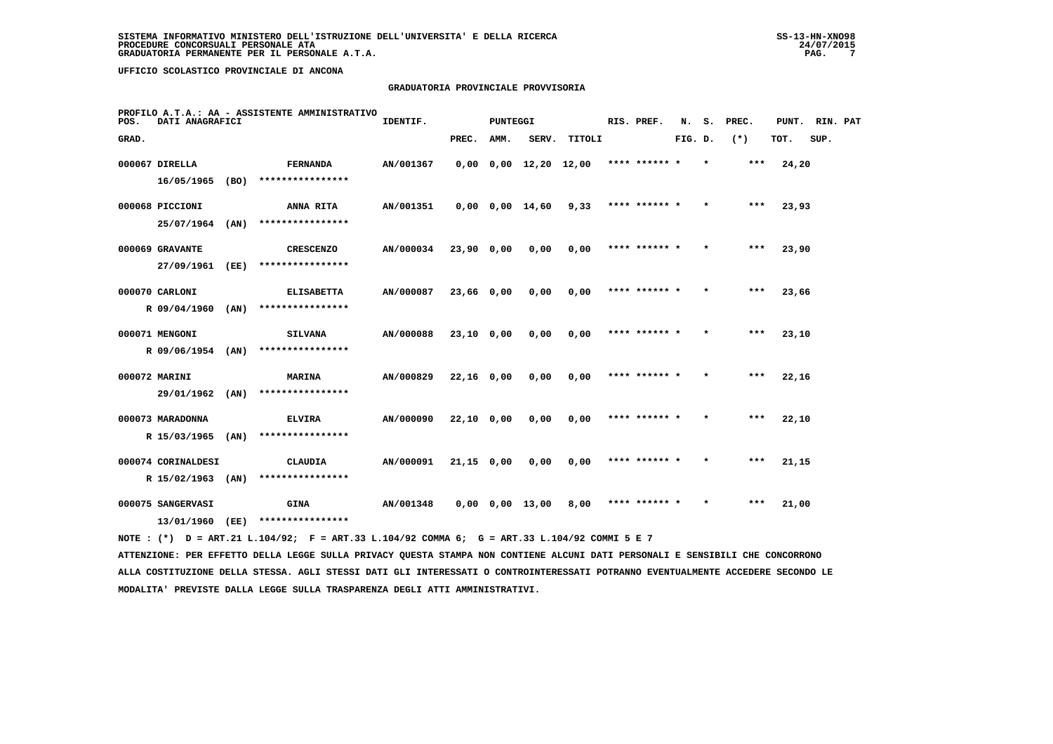SISTEMA INFORMATIVO MINISTERO DELL'ISTRUZIONE DELL'UNIVERSITA' E DELLA RICERCA
PROCEDURE CONCORSUALI PERSONALE ATA
GRADUATORIA PERMANENTE PER IL PERSONALE A.T.A.

UFFICIO SCOLASTICO PROVINCIALE DI ANCONA

GRADUATORIA PROVINCIALE PROVVISORIA

PROFILO A.T.A.: AA - ASSISTENTE AMMINISTRATIVO

| POS. GRAD. | DATI ANAGRAFICI | | IDENTIF. | PUNTEGGI PREC. | AMM. | SERV. | TITOLI | RIS. PREF. | N. FIG. | S. D. | PREC. (*) | PUNT. TOT. | RIN. SUP. | PAT |
|---|---|---|---|---|---|---|---|---|---|---|---|---|---|---|
| 000067 | DIRELLA 16/05/1965 (BO) | FERNANDA **************** | AN/001367 | 0,00 | 0,00 | 12,20 | 12,00 | **** ****** | * | * | *** | 24,20 | | |
| 000068 | PICCIONI 25/07/1964 (AN) | ANNA RITA **************** | AN/001351 | 0,00 | 0,00 | 14,60 | 9,33 | **** ****** | * | * | *** | 23,93 | | |
| 000069 | GRAVANTE 27/09/1961 (EE) | CRESCENZO **************** | AN/000034 | 23,90 | 0,00 | 0,00 | 0,00 | **** ****** | * | * | *** | 23,90 | | |
| 000070 | CARLONI R 09/04/1960 (AN) | ELISABETTA **************** | AN/000087 | 23,66 | 0,00 | 0,00 | 0,00 | **** ****** | * | * | *** | 23,66 | | |
| 000071 | MENGONI R 09/06/1954 (AN) | SILVANA **************** | AN/000088 | 23,10 | 0,00 | 0,00 | 0,00 | **** ****** | * | * | *** | 23,10 | | |
| 000072 | MARINI 29/01/1962 (AN) | MARINA **************** | AN/000829 | 22,16 | 0,00 | 0,00 | 0,00 | **** ****** | * | * | *** | 22,16 | | |
| 000073 | MARADONNA R 15/03/1965 (AN) | ELVIRA **************** | AN/000090 | 22,10 | 0,00 | 0,00 | 0,00 | **** ****** | * | * | *** | 22,10 | | |
| 000074 | CORINALDESI R 15/02/1963 (AN) | CLAUDIA **************** | AN/000091 | 21,15 | 0,00 | 0,00 | 0,00 | **** ****** | * | * | *** | 21,15 | | |
| 000075 | SANGERVASI 13/01/1960 (EE) | GINA **************** | AN/001348 | 0,00 | 0,00 | 13,00 | 8,00 | **** ****** | * | * | *** | 21,00 | | |

NOTE : (*) D = ART.21 L.104/92; F = ART.33 L.104/92 COMMA 6; G = ART.33 L.104/92 COMMI 5 E 7

ATTENZIONE: PER EFFETTO DELLA LEGGE SULLA PRIVACY QUESTA STAMPA NON CONTIENE ALCUNI DATI PERSONALI E SENSIBILI CHE CONCORRONO ALLA COSTITUZIONE DELLA STESSA. AGLI STESSI DATI GLI INTERESSATI O CONTROINTERESSATI POTRANNO EVENTUALMENTE ACCEDERE SECONDO LE MODALITA' PREVISTE DALLA LEGGE SULLA TRASPARENZA DEGLI ATTI AMMINISTRATIVI.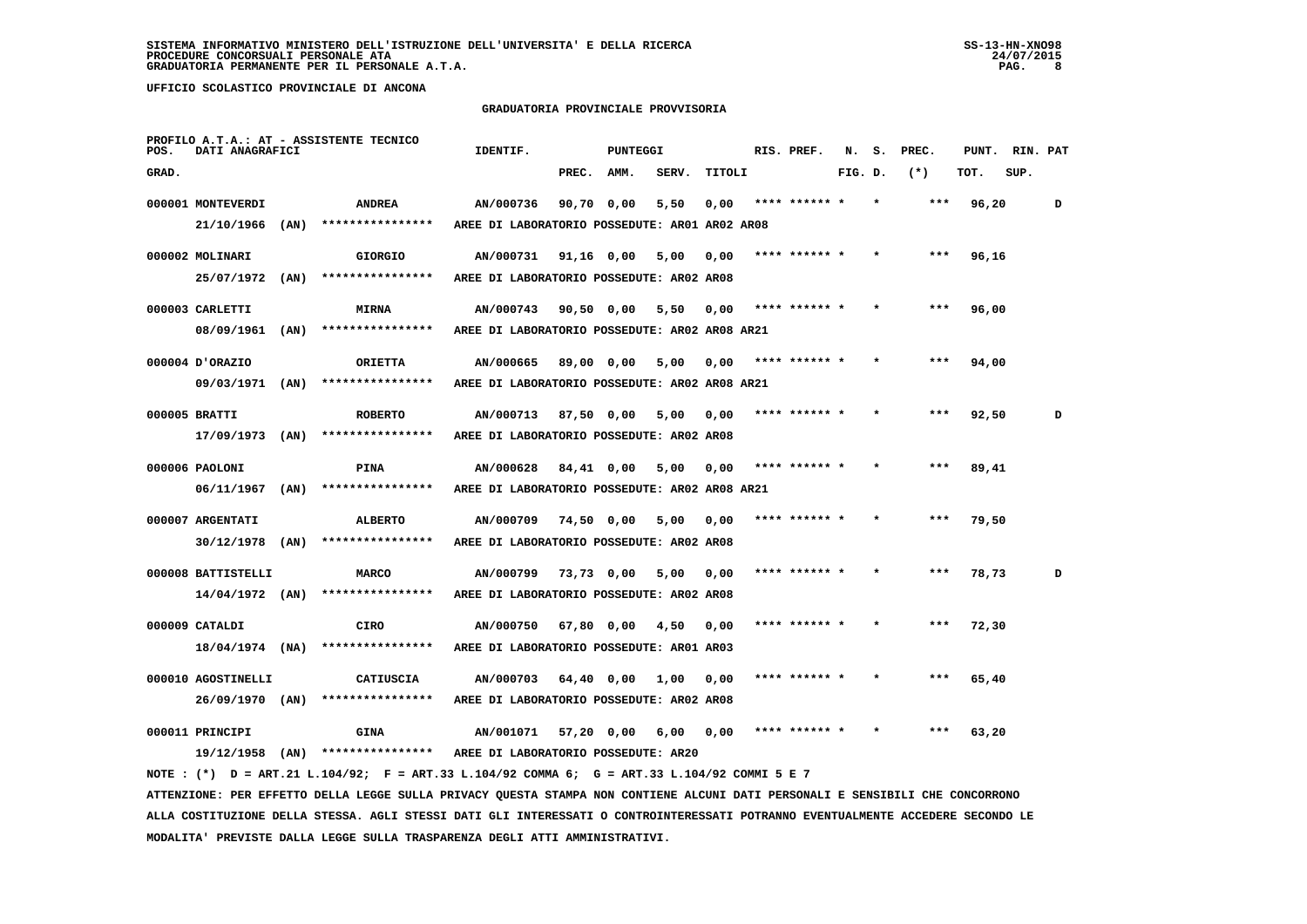SISTEMA INFORMATIVO MINISTERO DELL'ISTRUZIONE DELL'UNIVERSITA' E DELLA RICERCA
PROCEDURE CONCORSUALI PERSONALE ATA
GRADUATORIA PERMANENTE PER IL PERSONALE A.T.A.

UFFICIO SCOLASTICO PROVINCIALE DI ANCONA

## GRADUATORIA PROVINCIALE PROVVISORIA

PROFILO A.T.A.: AT - ASSISTENTE TECNICO

| POS. GRAD. | DATI ANAGRAFICI | | | IDENTIF. | PUNTEGGI PREC. | AMM. | SERV. | TITOLI | RIS. PREF. | N. FIG. | S. D. | PREC. (*) | PUNT. TOT. | RIN. SUP. | PAT |
|---|---|---|---|---|---|---|---|---|---|---|---|---|---|---|---|
| 000001 | MONTEVERDI | | ANDREA | AN/000736 | 90,70 | 0,00 | 5,50 | 0,00 | **** ****** * | | * | *** | 96,20 | | D |
| | 21/10/1966 | (AN) | **************** | AREE DI LABORATORIO POSSEDUTE: AR01 AR02 AR08 | | | | | | | | | | | |
| 000002 | MOLINARI | | GIORGIO | AN/000731 | 91,16 | 0,00 | 5,00 | 0,00 | **** ****** * | | * | *** | 96,16 | | |
| | 25/07/1972 | (AN) | **************** | AREE DI LABORATORIO POSSEDUTE: AR02 AR08 | | | | | | | | | | | |
| 000003 | CARLETTI | | MIRNA | AN/000743 | 90,50 | 0,00 | 5,50 | 0,00 | **** ****** * | | * | *** | 96,00 | | |
| | 08/09/1961 | (AN) | **************** | AREE DI LABORATORIO POSSEDUTE: AR02 AR08 AR21 | | | | | | | | | | | |
| 000004 | D'ORAZIO | | ORIETTA | AN/000665 | 89,00 | 0,00 | 5,00 | 0,00 | **** ****** * | | * | *** | 94,00 | | |
| | 09/03/1971 | (AN) | **************** | AREE DI LABORATORIO POSSEDUTE: AR02 AR08 AR21 | | | | | | | | | | | |
| 000005 | BRATTI | | ROBERTO | AN/000713 | 87,50 | 0,00 | 5,00 | 0,00 | **** ****** * | | * | *** | 92,50 | | D |
| | 17/09/1973 | (AN) | **************** | AREE DI LABORATORIO POSSEDUTE: AR02 AR08 | | | | | | | | | | | |
| 000006 | PAOLONI | | PINA | AN/000628 | 84,41 | 0,00 | 5,00 | 0,00 | **** ****** * | | * | *** | 89,41 | | |
| | 06/11/1967 | (AN) | **************** | AREE DI LABORATORIO POSSEDUTE: AR02 AR08 AR21 | | | | | | | | | | | |
| 000007 | ARGENTATI | | ALBERTO | AN/000709 | 74,50 | 0,00 | 5,00 | 0,00 | **** ****** * | | * | *** | 79,50 | | |
| | 30/12/1978 | (AN) | **************** | AREE DI LABORATORIO POSSEDUTE: AR02 AR08 | | | | | | | | | | | |
| 000008 | BATTISTELLI | | MARCO | AN/000799 | 73,73 | 0,00 | 5,00 | 0,00 | **** ****** * | | * | *** | 78,73 | | D |
| | 14/04/1972 | (AN) | **************** | AREE DI LABORATORIO POSSEDUTE: AR02 AR08 | | | | | | | | | | | |
| 000009 | CATALDI | | CIRO | AN/000750 | 67,80 | 0,00 | 4,50 | 0,00 | **** ****** * | | * | *** | 72,30 | | |
| | 18/04/1974 | (NA) | **************** | AREE DI LABORATORIO POSSEDUTE: AR01 AR03 | | | | | | | | | | | |
| 000010 | AGOSTINELLI | | CATIUSCIA | AN/000703 | 64,40 | 0,00 | 1,00 | 0,00 | **** ****** * | | * | *** | 65,40 | | |
| | 26/09/1970 | (AN) | **************** | AREE DI LABORATORIO POSSEDUTE: AR02 AR08 | | | | | | | | | | | |
| 000011 | PRINCIPI | | GINA | AN/001071 | 57,20 | 0,00 | 6,00 | 0,00 | **** ****** * | | * | *** | 63,20 | | |
| | 19/12/1958 | (AN) | **************** | AREE DI LABORATORIO POSSEDUTE: AR20 | | | | | | | | | | | |

NOTE : (*) D = ART.21 L.104/92; F = ART.33 L.104/92 COMMA 6; G = ART.33 L.104/92 COMMI 5 E 7

ATTENZIONE: PER EFFETTO DELLA LEGGE SULLA PRIVACY QUESTA STAMPA NON CONTIENE ALCUNI DATI PERSONALI E SENSIBILI CHE CONCORRONO ALLA COSTITUZIONE DELLA STESSA. AGLI STESSI DATI GLI INTERESSATI O CONTROINTERESSATI POTRANNO EVENTUALMENTE ACCEDERE SECONDO LE MODALITA' PREVISTE DALLA LEGGE SULLA TRASPARENZA DEGLI ATTI AMMINISTRATIVI.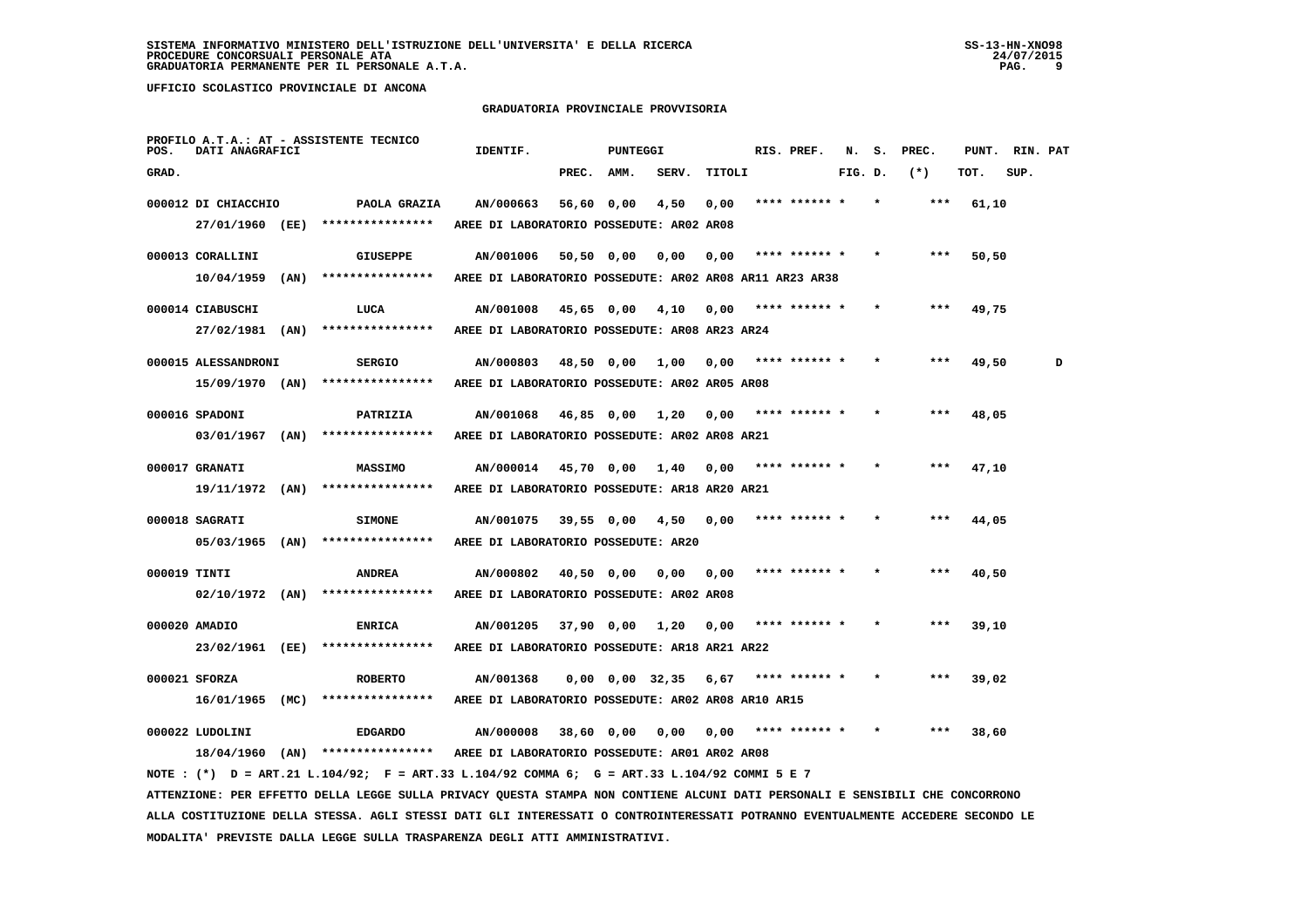SISTEMA INFORMATIVO MINISTERO DELL'ISTRUZIONE DELL'UNIVERSITA' E DELLA RICERCA
PROCEDURE CONCORSUALI PERSONALE ATA
GRADUATORIA PERMANENTE PER IL PERSONALE A.T.A.

UFFICIO SCOLASTICO PROVINCIALE DI ANCONA

## GRADUATORIA PROVINCIALE PROVVISORIA

PROFILO A.T.A.: AT - ASSISTENTE TECNICO

| POS. GRAD. | DATI ANAGRAFICI | | IDENTIF. | PUNTEGGI PREC. | AMM. | SERV. | TITOLI | RIS. PREF. | N. FIG. | S. D. | PREC. (*) | PUNT. TOT. | RIN. SUP. | PAT |
|---|---|---|---|---|---|---|---|---|---|---|---|---|---|---|
| 000012 | DI CHIACCHIO | PAOLA GRAZIA | AN/000663 | 56,60 | 0,00 | 4,50 | 0,00 | **** ****** * | | * | *** | 61,10 | | |
| | 27/01/1960 (EE) | **************** | AREE DI LABORATORIO POSSEDUTE: AR02 AR08 | | | | | | | | | | | |
| 000013 | CORALLINI | GIUSEPPE | AN/001006 | 50,50 | 0,00 | 0,00 | 0,00 | **** ****** * | | * | *** | 50,50 | | |
| | 10/04/1959 (AN) | **************** | AREE DI LABORATORIO POSSEDUTE: AR02 AR08 AR11 AR23 AR38 | | | | | | | | | | | |
| 000014 | CIABUSCHI | LUCA | AN/001008 | 45,65 | 0,00 | 4,10 | 0,00 | **** ****** * | | * | *** | 49,75 | | |
| | 27/02/1981 (AN) | **************** | AREE DI LABORATORIO POSSEDUTE: AR08 AR23 AR24 | | | | | | | | | | | |
| 000015 | ALESSANDRONI | SERGIO | AN/000803 | 48,50 | 0,00 | 1,00 | 0,00 | **** ****** * | | * | *** | 49,50 | | D |
| | 15/09/1970 (AN) | **************** | AREE DI LABORATORIO POSSEDUTE: AR02 AR05 AR08 | | | | | | | | | | | |
| 000016 | SPADONI | PATRIZIA | AN/001068 | 46,85 | 0,00 | 1,20 | 0,00 | **** ****** * | | * | *** | 48,05 | | |
| | 03/01/1967 (AN) | **************** | AREE DI LABORATORIO POSSEDUTE: AR02 AR08 AR21 | | | | | | | | | | | |
| 000017 | GRANATI | MASSIMO | AN/000014 | 45,70 | 0,00 | 1,40 | 0,00 | **** ****** * | | * | *** | 47,10 | | |
| | 19/11/1972 (AN) | **************** | AREE DI LABORATORIO POSSEDUTE: AR18 AR20 AR21 | | | | | | | | | | | |
| 000018 | SAGRATI | SIMONE | AN/001075 | 39,55 | 0,00 | 4,50 | 0,00 | **** ****** * | | * | *** | 44,05 | | |
| | 05/03/1965 (AN) | **************** | AREE DI LABORATORIO POSSEDUTE: AR20 | | | | | | | | | | | |
| 000019 | TINTI | ANDREA | AN/000802 | 40,50 | 0,00 | 0,00 | 0,00 | **** ****** * | | * | *** | 40,50 | | |
| | 02/10/1972 (AN) | **************** | AREE DI LABORATORIO POSSEDUTE: AR02 AR08 | | | | | | | | | | | |
| 000020 | AMADIO | ENRICA | AN/001205 | 37,90 | 0,00 | 1,20 | 0,00 | **** ****** * | | * | *** | 39,10 | | |
| | 23/02/1961 (EE) | **************** | AREE DI LABORATORIO POSSEDUTE: AR18 AR21 AR22 | | | | | | | | | | | |
| 000021 | SFORZA | ROBERTO | AN/001368 | 0,00 | 0,00 | 32,35 | 6,67 | **** ****** * | | * | *** | 39,02 | | |
| | 16/01/1965 (MC) | **************** | AREE DI LABORATORIO POSSEDUTE: AR02 AR08 AR10 AR15 | | | | | | | | | | | |
| 000022 | LUDOLINI | EDGARDO | AN/000008 | 38,60 | 0,00 | 0,00 | 0,00 | **** ****** * | | * | *** | 38,60 | | |
| | 18/04/1960 (AN) | **************** | AREE DI LABORATORIO POSSEDUTE: AR01 AR02 AR08 | | | | | | | | | | | |

NOTE : (*) D = ART.21 L.104/92; F = ART.33 L.104/92 COMMA 6; G = ART.33 L.104/92 COMMI 5 E 7

ATTENZIONE: PER EFFETTO DELLA LEGGE SULLA PRIVACY QUESTA STAMPA NON CONTIENE ALCUNI DATI PERSONALI E SENSIBILI CHE CONCORRONO ALLA COSTITUZIONE DELLA STESSA. AGLI STESSI DATI GLI INTERESSATI O CONTROINTERESSATI POTRANNO EVENTUALMENTE ACCEDERE SECONDO LE MODALITA' PREVISTE DALLA LEGGE SULLA TRASPARENZA DEGLI ATTI AMMINISTRATIVI.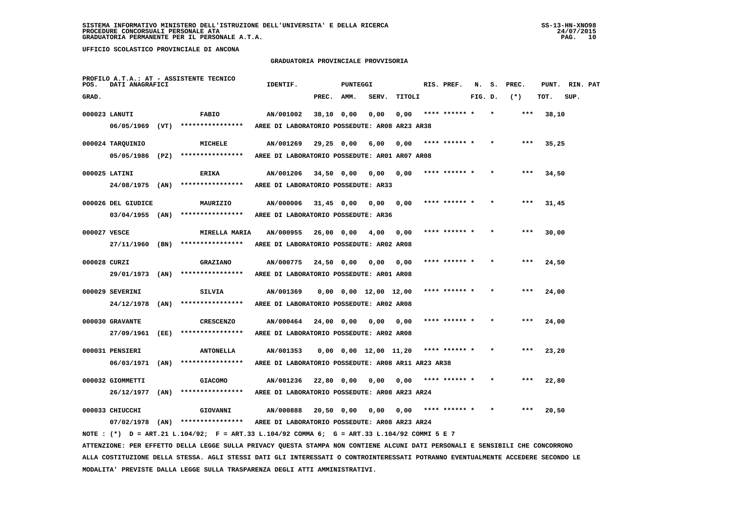SISTEMA INFORMATIVO MINISTERO DELL'ISTRUZIONE DELL'UNIVERSITA' E DELLA RICERCA
PROCEDURE CONCORSUALI PERSONALE ATA
GRADUATORIA PERMANENTE PER IL PERSONALE A.T.A.

UFFICIO SCOLASTICO PROVINCIALE DI ANCONA

GRADUATORIA PROVINCIALE PROVVISORIA

PROFILO A.T.A.: AT - ASSISTENTE TECNICO

| POS. GRAD. | DATI ANAGRAFICI | | IDENTIF. | PUNTEGGI PREC. | AMM. | SERV. | TITOLI | RIS. PREF. | N. FIG. | S. D. | PREC. (*) | PUNT. TOT. | RIN. SUP. | PAT |
|---|---|---|---|---|---|---|---|---|---|---|---|---|---|---|
| 000023 | LANUTI | FABIO | AN/001002 | 38,10 | 0,00 | 0,00 | 0,00 | **** ****** * | | * | *** | 38,10 | | |
| | 06/05/1969 (VT) | **************** | AREE DI LABORATORIO POSSEDUTE: AR08 AR23 AR38 | | | | | | | | | | | |
| 000024 | TARQUINIO | MICHELE | AN/001269 | 29,25 | 0,00 | 6,00 | 0,00 | **** ****** * | | * | *** | 35,25 | | |
| | 05/05/1986 (PZ) | **************** | AREE DI LABORATORIO POSSEDUTE: AR01 AR07 AR08 | | | | | | | | | | | |
| 000025 | LATINI | ERIKA | AN/001206 | 34,50 | 0,00 | 0,00 | 0,00 | **** ****** * | | * | *** | 34,50 | | |
| | 24/08/1975 (AN) | **************** | AREE DI LABORATORIO POSSEDUTE: AR33 | | | | | | | | | | | |
| 000026 | DEL GIUDICE | MAURIZIO | AN/000006 | 31,45 | 0,00 | 0,00 | 0,00 | **** ****** * | | * | *** | 31,45 | | |
| | 03/04/1955 (AN) | **************** | AREE DI LABORATORIO POSSEDUTE: AR36 | | | | | | | | | | | |
| 000027 | VESCE | MIRELLA MARIA | AN/000955 | 26,00 | 0,00 | 4,00 | 0,00 | **** ****** * | | * | *** | 30,00 | | |
| | 27/11/1960 (BN) | **************** | AREE DI LABORATORIO POSSEDUTE: AR02 AR08 | | | | | | | | | | | |
| 000028 | CURZI | GRAZIANO | AN/000775 | 24,50 | 0,00 | 0,00 | 0,00 | **** ****** * | | * | *** | 24,50 | | |
| | 29/01/1973 (AN) | **************** | AREE DI LABORATORIO POSSEDUTE: AR01 AR08 | | | | | | | | | | | |
| 000029 | SEVERINI | SILVIA | AN/001369 | 0,00 | 0,00 | 12,00 | 12,00 | **** ****** * | | * | *** | 24,00 | | |
| | 24/12/1978 (AN) | **************** | AREE DI LABORATORIO POSSEDUTE: AR02 AR08 | | | | | | | | | | | |
| 000030 | GRAVANTE | CRESCENZO | AN/000464 | 24,00 | 0,00 | 0,00 | 0,00 | **** ****** * | | * | *** | 24,00 | | |
| | 27/09/1961 (EE) | **************** | AREE DI LABORATORIO POSSEDUTE: AR02 AR08 | | | | | | | | | | | |
| 000031 | PENSIERI | ANTONELLA | AN/001353 | 0,00 | 0,00 | 12,00 | 11,20 | **** ****** * | | * | *** | 23,20 | | |
| | 06/03/1971 (AN) | **************** | AREE DI LABORATORIO POSSEDUTE: AR08 AR11 AR23 AR38 | | | | | | | | | | | |
| 000032 | GIOMMETTI | GIACOMO | AN/001236 | 22,80 | 0,00 | 0,00 | 0,00 | **** ****** * | | * | *** | 22,80 | | |
| | 26/12/1977 (AN) | **************** | AREE DI LABORATORIO POSSEDUTE: AR08 AR23 AR24 | | | | | | | | | | | |
| 000033 | CHIUCCHI | GIOVANNI | AN/000888 | 20,50 | 0,00 | 0,00 | 0,00 | **** ****** * | | * | *** | 20,50 | | |
| | 07/02/1978 (AN) | **************** | AREE DI LABORATORIO POSSEDUTE: AR08 AR23 AR24 | | | | | | | | | | | |

NOTE : (*) D = ART.21 L.104/92; F = ART.33 L.104/92 COMMA 6; G = ART.33 L.104/92 COMMI 5 E 7

ATTENZIONE: PER EFFETTO DELLA LEGGE SULLA PRIVACY QUESTA STAMPA NON CONTIENE ALCUNI DATI PERSONALI E SENSIBILI CHE CONCORRONO ALLA COSTITUZIONE DELLA STESSA. AGLI STESSI DATI GLI INTERESSATI O CONTROINTERESSATI POTRANNO EVENTUALMENTE ACCEDERE SECONDO LE MODALITA' PREVISTE DALLA LEGGE SULLA TRASPARENZA DEGLI ATTI AMMINISTRATIVI.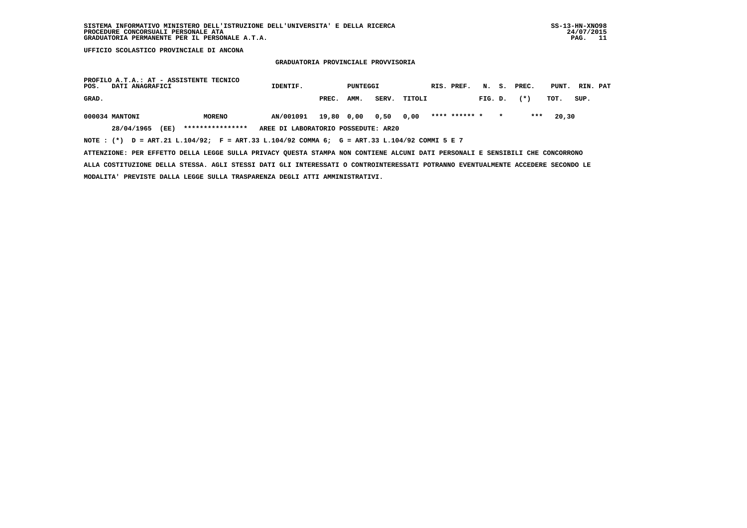SISTEMA INFORMATIVO MINISTERO DELL'ISTRUZIONE DELL'UNIVERSITA' E DELLA RICERCA
PROCEDURE CONCORSUALI PERSONALE ATA
GRADUATORIA PERMANENTE PER IL PERSONALE A.T.A.

SS-13-HN-XNO98
24/07/2015

UFFICIO SCOLASTICO PROVINCIALE DI ANCONA

## GRADUATORIA PROVINCIALE PROVVISORIA

PROFILO A.T.A.: AT - ASSISTENTE TECNICO

| POS. GRAD. | DATI ANAGRAFICI | | IDENTIF. | PUNTEGGI PREC. | AMM. | SERV. | TITOLI | RIS. | PREF. | N. FIG. | S. D. | PREC. (*) | PUNT. TOT. | RIN. SUP. | PAT |
|---|---|---|---|---|---|---|---|---|---|---|---|---|---|---|---|
| 000034 | MANTONI | MORENO | AN/001091 | 19,80 | 0,00 | 0,50 | 0,00 | **** | ****** | * | * | *** | 20,30 | | |
| | 28/04/1965 (EE) | **************** | AREE DI LABORATORIO POSSEDUTE: AR20 | | | | | | | | | | | | |

NOTE : (*) D = ART.21 L.104/92; F = ART.33 L.104/92 COMMA 6; G = ART.33 L.104/92 COMMI 5 E 7

ATTENZIONE: PER EFFETTO DELLA LEGGE SULLA PRIVACY QUESTA STAMPA NON CONTIENE ALCUNI DATI PERSONALI E SENSIBILI CHE CONCORRONO ALLA COSTITUZIONE DELLA STESSA. AGLI STESSI DATI GLI INTERESSATI O CONTROINTERESSATI POTRANNO EVENTUALMENTE ACCEDERE SECONDO LE MODALITA' PREVISTE DALLA LEGGE SULLA TRASPARENZA DEGLI ATTI AMMINISTRATIVI.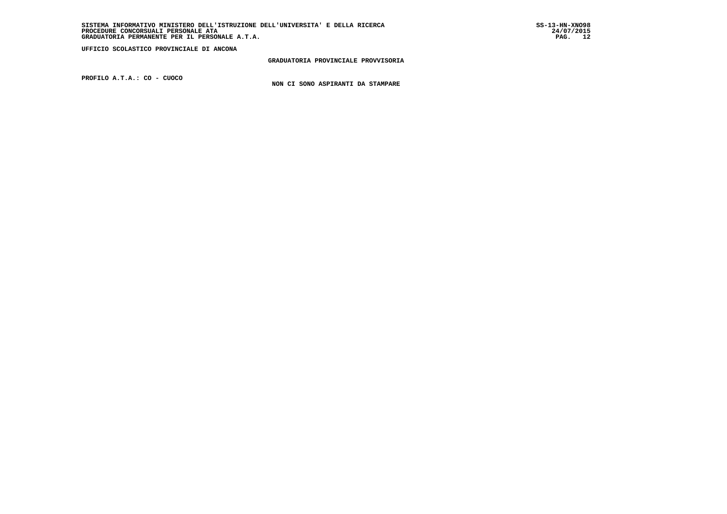UFFICIO SCOLASTICO PROVINCIALE DI ANCONA

GRADUATORIA PROVINCIALE PROVVISORIA

PROFILO A.T.A.: CO - CUOCO

NON CI SONO ASPIRANTI DA STAMPARE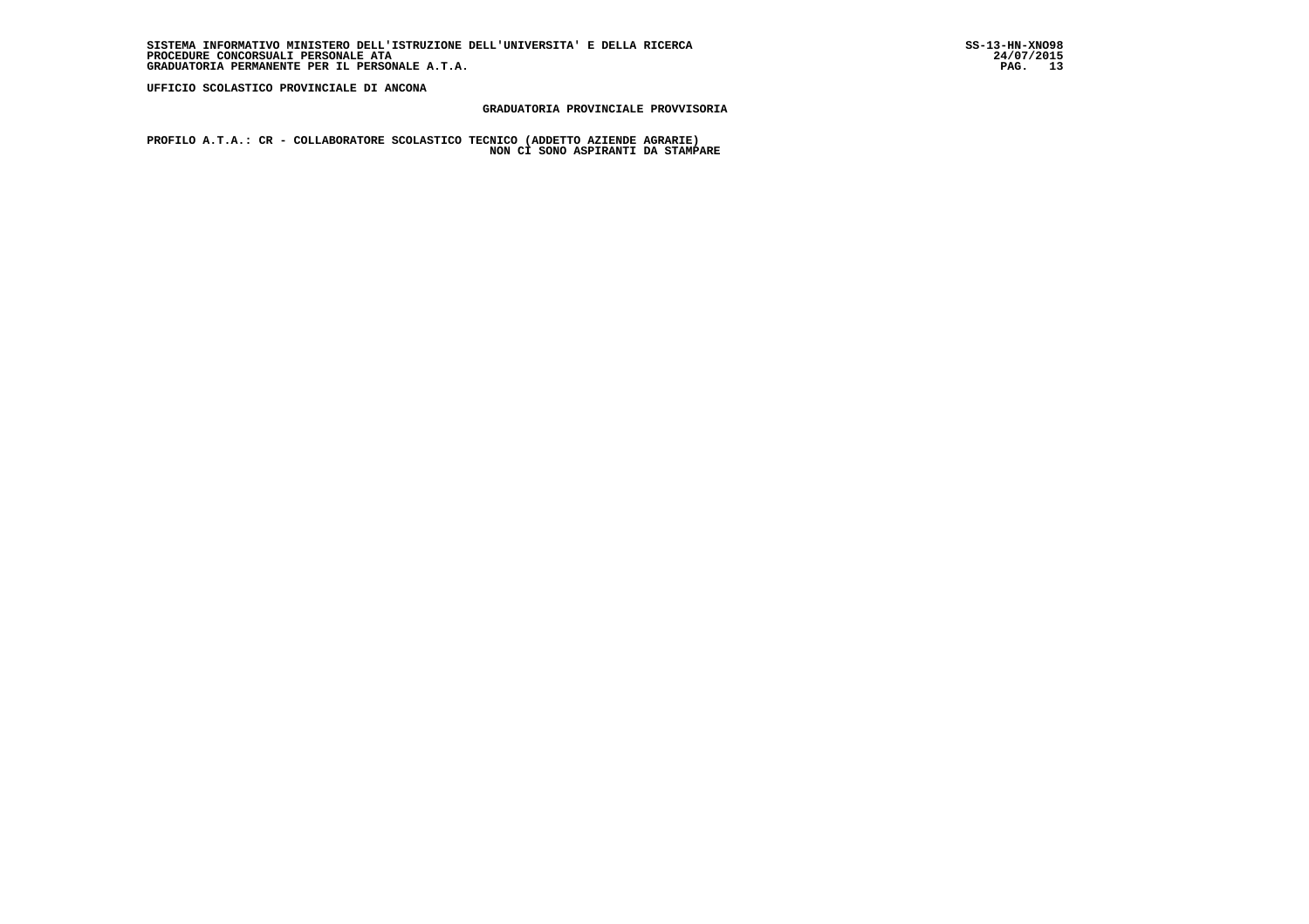UFFICIO SCOLASTICO PROVINCIALE DI ANCONA

## GRADUATORIA PROVINCIALE PROVVISORIA

**PROFILO A.T.A.: CR - COLLABORATORE SCOLASTICO TECNICO (ADDETTO AZIENDE AGRARIE)**

NON CI SONO ASPIRANTI DA STAMPARE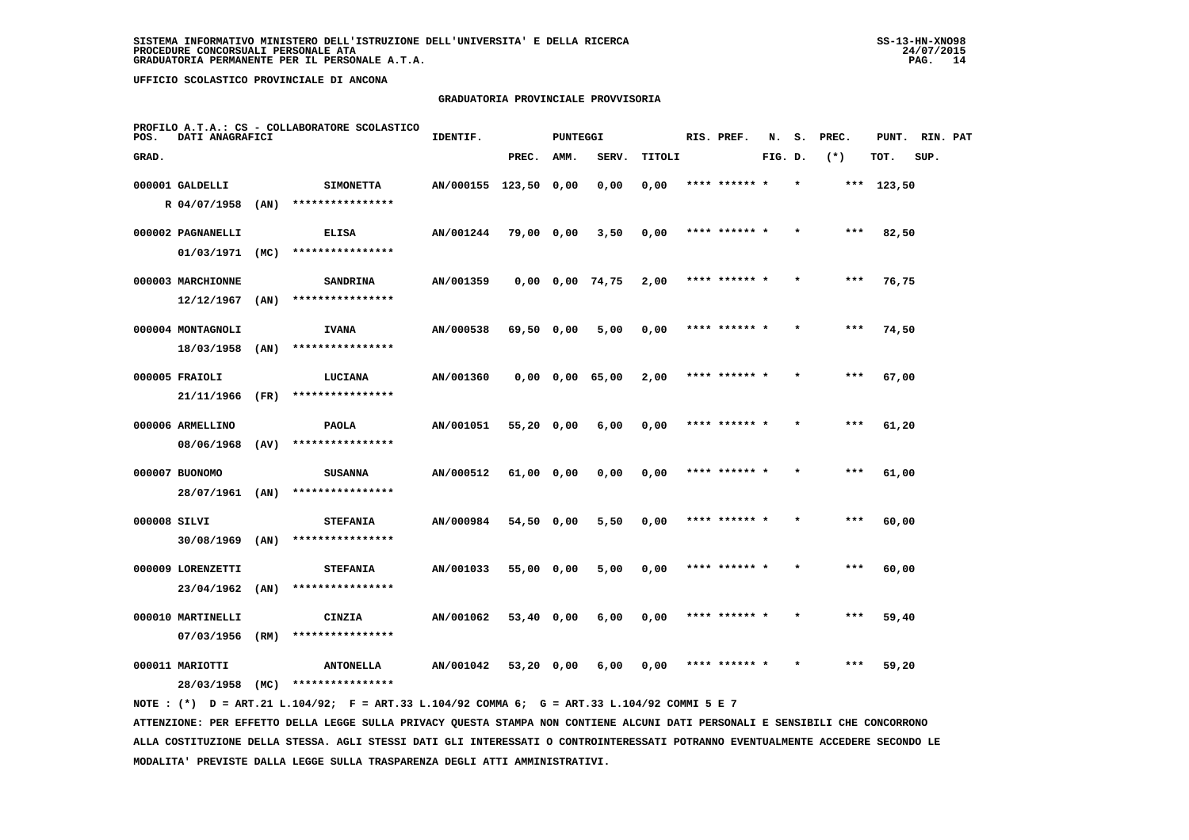SISTEMA INFORMATIVO MINISTERO DELL'ISTRUZIONE DELL'UNIVERSITA' E DELLA RICERCA
PROCEDURE CONCORSUALI PERSONALE ATA
GRADUATORIA PERMANENTE PER IL PERSONALE A.T.A.

UFFICIO SCOLASTICO PROVINCIALE DI ANCONA

## GRADUATORIA PROVINCIALE PROVVISORIA

PROFILO A.T.A.: CS - COLLABORATORE SCOLASTICO

| POS. GRAD. | DATI ANAGRAFICI | | | IDENTIF. | PUNTEGGI PREC. | AMM. | SERV. | TITOLI | RIS. PREF. | N. FIG. | S. D. | PREC. (*) | PUNT. TOT. | RIN. SUP. | PAT |
|---|---|---|---|---|---|---|---|---|---|---|---|---|---|---|---|
| 000001 | GALDELLI | | SIMONETTA | AN/000155 | 123,50 | 0,00 | 0,00 | 0,00 | **** ****** * | | * | *** | 123,50 | | |
| | R 04/07/1958 | (AN) | **************** | | | | | | | | | | | | |
| 000002 | PAGNANELLI | | ELISA | AN/001244 | 79,00 | 0,00 | 3,50 | 0,00 | **** ****** * | | * | *** | 82,50 | | |
| | 01/03/1971 | (MC) | **************** | | | | | | | | | | | | |
| 000003 | MARCHIONNE | | SANDRINA | AN/001359 | 0,00 | 0,00 | 74,75 | 2,00 | **** ****** * | | * | *** | 76,75 | | |
| | 12/12/1967 | (AN) | **************** | | | | | | | | | | | | |
| 000004 | MONTAGNOLI | | IVANA | AN/000538 | 69,50 | 0,00 | 5,00 | 0,00 | **** ****** * | | * | *** | 74,50 | | |
| | 18/03/1958 | (AN) | **************** | | | | | | | | | | | | |
| 000005 | FRAIOLI | | LUCIANA | AN/001360 | 0,00 | 0,00 | 65,00 | 2,00 | **** ****** * | | * | *** | 67,00 | | |
| | 21/11/1966 | (FR) | **************** | | | | | | | | | | | | |
| 000006 | ARMELLINO | | PAOLA | AN/001051 | 55,20 | 0,00 | 6,00 | 0,00 | **** ****** * | | * | *** | 61,20 | | |
| | 08/06/1968 | (AV) | **************** | | | | | | | | | | | | |
| 000007 | BUONOMO | | SUSANNA | AN/000512 | 61,00 | 0,00 | 0,00 | 0,00 | **** ****** * | | * | *** | 61,00 | | |
| | 28/07/1961 | (AN) | **************** | | | | | | | | | | | | |
| 000008 | SILVI | | STEFANIA | AN/000984 | 54,50 | 0,00 | 5,50 | 0,00 | **** ****** * | | * | *** | 60,00 | | |
| | 30/08/1969 | (AN) | **************** | | | | | | | | | | | | |
| 000009 | LORENZETTI | | STEFANIA | AN/001033 | 55,00 | 0,00 | 5,00 | 0,00 | **** ****** * | | * | *** | 60,00 | | |
| | 23/04/1962 | (AN) | **************** | | | | | | | | | | | | |
| 000010 | MARTINELLI | | CINZIA | AN/001062 | 53,40 | 0,00 | 6,00 | 0,00 | **** ****** * | | * | *** | 59,40 | | |
| | 07/03/1956 | (RM) | **************** | | | | | | | | | | | | |
| 000011 | MARIOTTI | | ANTONELLA | AN/001042 | 53,20 | 0,00 | 6,00 | 0,00 | **** ****** * | | * | *** | 59,20 | | |
| | 28/03/1958 | (MC) | **************** | | | | | | | | | | | | |

NOTE : (*) D = ART.21 L.104/92; F = ART.33 L.104/92 COMMA 6; G = ART.33 L.104/92 COMMI 5 E 7

ATTENZIONE: PER EFFETTO DELLA LEGGE SULLA PRIVACY QUESTA STAMPA NON CONTIENE ALCUNI DATI PERSONALI E SENSIBILI CHE CONCORRONO ALLA COSTITUZIONE DELLA STESSA. AGLI STESSI DATI GLI INTERESSATI O CONTROINTERESSATI POTRANNO EVENTUALMENTE ACCEDERE SECONDO LE MODALITA' PREVISTE DALLA LEGGE SULLA TRASPARENZA DEGLI ATTI AMMINISTRATIVI.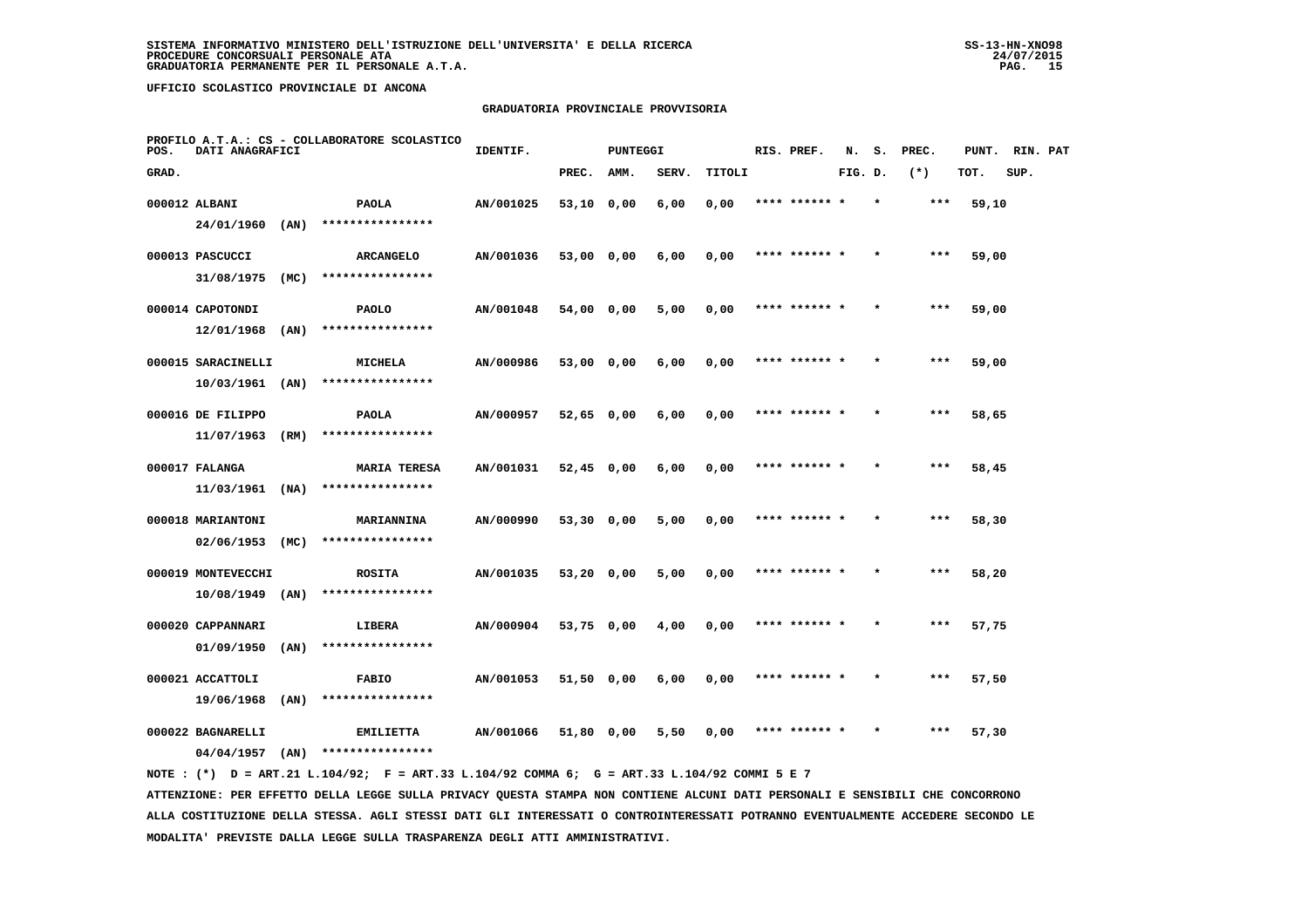SISTEMA INFORMATIVO MINISTERO DELL'ISTRUZIONE DELL'UNIVERSITA' E DELLA RICERCA
PROCEDURE CONCORSUALI PERSONALE ATA
GRADUATORIA PERMANENTE PER IL PERSONALE A.T.A.

UFFICIO SCOLASTICO PROVINCIALE DI ANCONA

GRADUATORIA PROVINCIALE PROVVISORIA

PROFILO A.T.A.: CS - COLLABORATORE SCOLASTICO

| POS. GRAD. | DATI ANAGRAFICI | | IDENTIF. | PUNTEGGI PREC. | AMM. | SERV. | TITOLI | RIS. PREF. | N. FIG. | S. D. | PREC. (*) | PUNT. TOT. | RIN. SUP. | PAT |
|---|---|---|---|---|---|---|---|---|---|---|---|---|---|---|
| 000012 | ALBANI 24/01/1960 (AN) | PAOLA **************** | AN/001025 | 53,10 | 0,00 | 6,00 | 0,00 | **** ****** * | | * | *** | 59,10 | | |
| 000013 | PASCUCCI 31/08/1975 (MC) | ARCANGELO **************** | AN/001036 | 53,00 | 0,00 | 6,00 | 0,00 | **** ****** * | | * | *** | 59,00 | | |
| 000014 | CAPOTONDI 12/01/1968 (AN) | PAOLO **************** | AN/001048 | 54,00 | 0,00 | 5,00 | 0,00 | **** ****** * | | * | *** | 59,00 | | |
| 000015 | SARACINELLI 10/03/1961 (AN) | MICHELA **************** | AN/000986 | 53,00 | 0,00 | 6,00 | 0,00 | **** ****** * | | * | *** | 59,00 | | |
| 000016 | DE FILIPPO 11/07/1963 (RM) | PAOLA **************** | AN/000957 | 52,65 | 0,00 | 6,00 | 0,00 | **** ****** * | | * | *** | 58,65 | | |
| 000017 | FALANGA 11/03/1961 (NA) | MARIA TERESA **************** | AN/001031 | 52,45 | 0,00 | 6,00 | 0,00 | **** ****** * | | * | *** | 58,45 | | |
| 000018 | MARIANTONI 02/06/1953 (MC) | MARIANNINA **************** | AN/000990 | 53,30 | 0,00 | 5,00 | 0,00 | **** ****** * | | * | *** | 58,30 | | |
| 000019 | MONTEVECCHI 10/08/1949 (AN) | ROSITA **************** | AN/001035 | 53,20 | 0,00 | 5,00 | 0,00 | **** ****** * | | * | *** | 58,20 | | |
| 000020 | CAPPANNARI 01/09/1950 (AN) | LIBERA **************** | AN/000904 | 53,75 | 0,00 | 4,00 | 0,00 | **** ****** * | | * | *** | 57,75 | | |
| 000021 | ACCATTOLI 19/06/1968 (AN) | FABIO **************** | AN/001053 | 51,50 | 0,00 | 6,00 | 0,00 | **** ****** * | | * | *** | 57,50 | | |
| 000022 | BAGNARELLI 04/04/1957 (AN) | EMILIETTA **************** | AN/001066 | 51,80 | 0,00 | 5,50 | 0,00 | **** ****** * | | * | *** | 57,30 | | |

NOTE : (*) D = ART.21 L.104/92; F = ART.33 L.104/92 COMMA 6; G = ART.33 L.104/92 COMMI 5 E 7

ATTENZIONE: PER EFFETTO DELLA LEGGE SULLA PRIVACY QUESTA STAMPA NON CONTIENE ALCUNI DATI PERSONALI E SENSIBILI CHE CONCORRONO ALLA COSTITUZIONE DELLA STESSA. AGLI STESSI DATI GLI INTERESSATI O CONTROINTERESSATI POTRANNO EVENTUALMENTE ACCEDERE SECONDO LE MODALITA' PREVISTE DALLA LEGGE SULLA TRASPARENZA DEGLI ATTI AMMINISTRATIVI.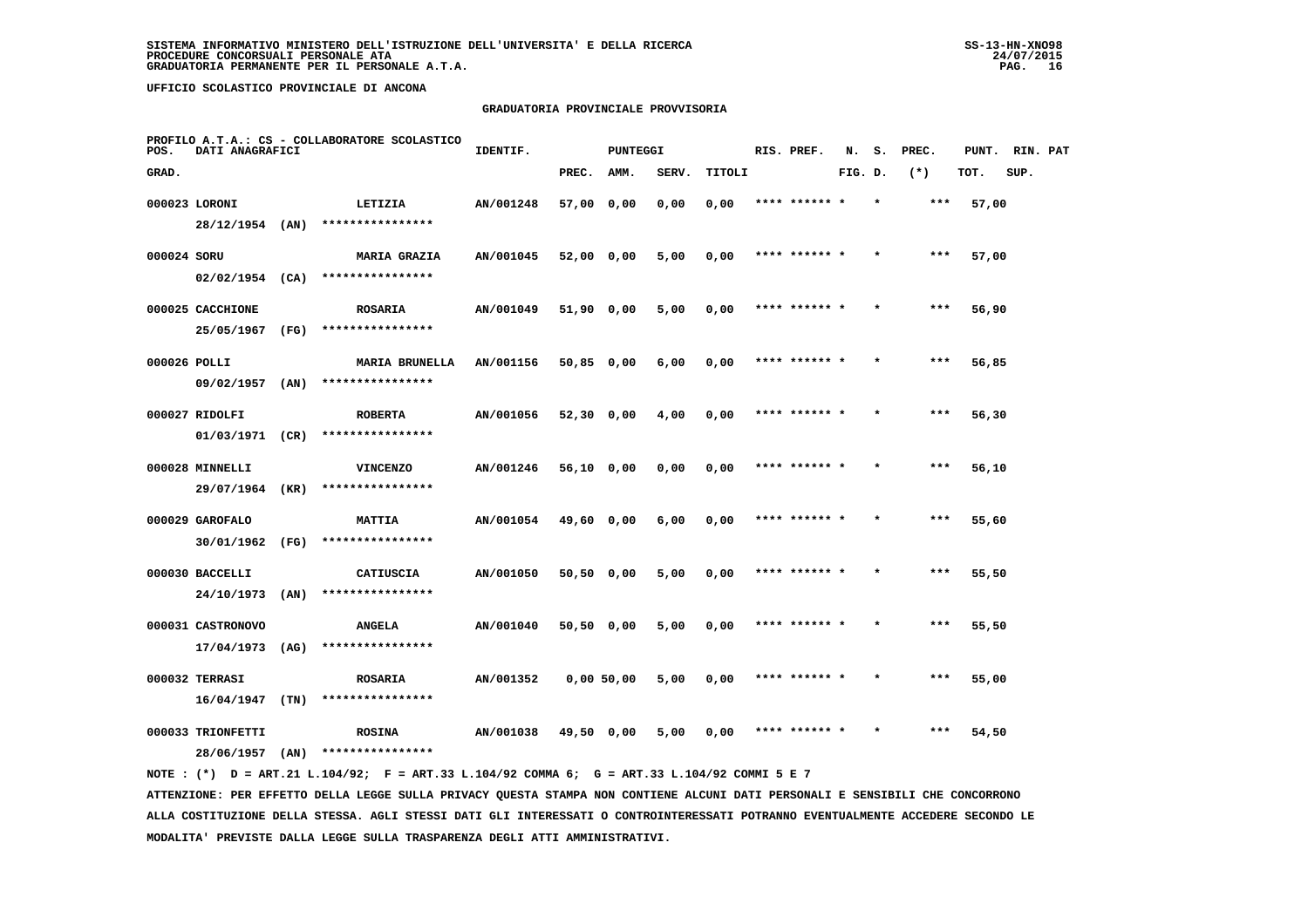SISTEMA INFORMATIVO MINISTERO DELL'ISTRUZIONE DELL'UNIVERSITA' E DELLA RICERCA
PROCEDURE CONCORSUALI PERSONALE ATA
GRADUATORIA PERMANENTE PER IL PERSONALE A.T.A.

UFFICIO SCOLASTICO PROVINCIALE DI ANCONA

GRADUATORIA PROVINCIALE PROVVISORIA

PROFILO A.T.A.: CS - COLLABORATORE SCOLASTICO

| POS. GRAD. | DATI ANAGRAFICI | | IDENTIF. | PUNTEGGI PREC. | AMM. | SERV. | TITOLI | RIS. PREF. | N. FIG. | S. D. | PREC. (*) | PUNT. TOT. | RIN. SUP. | PAT |
|---|---|---|---|---|---|---|---|---|---|---|---|---|---|---|
| 000023 | LORONI 28/12/1954 (AN) | LETIZIA **************** | AN/001248 | 57,00 | 0,00 | 0,00 | 0,00 | **** ****** | * | * | *** | 57,00 | | |
| 000024 | SORU 02/02/1954 (CA) | MARIA GRAZIA **************** | AN/001045 | 52,00 | 0,00 | 5,00 | 0,00 | **** ****** | * | * | *** | 57,00 | | |
| 000025 | CACCHIONE 25/05/1967 (FG) | ROSARIA **************** | AN/001049 | 51,90 | 0,00 | 5,00 | 0,00 | **** ****** | * | * | *** | 56,90 | | |
| 000026 | POLLI 09/02/1957 (AN) | MARIA BRUNELLA **************** | AN/001156 | 50,85 | 0,00 | 6,00 | 0,00 | **** ****** | * | * | *** | 56,85 | | |
| 000027 | RIDOLFI 01/03/1971 (CR) | ROBERTA **************** | AN/001056 | 52,30 | 0,00 | 4,00 | 0,00 | **** ****** | * | * | *** | 56,30 | | |
| 000028 | MINNELLI 29/07/1964 (KR) | VINCENZO **************** | AN/001246 | 56,10 | 0,00 | 0,00 | 0,00 | **** ****** | * | * | *** | 56,10 | | |
| 000029 | GAROFALO 30/01/1962 (FG) | MATTIA **************** | AN/001054 | 49,60 | 0,00 | 6,00 | 0,00 | **** ****** | * | * | *** | 55,60 | | |
| 000030 | BACCELLI 24/10/1973 (AN) | CATIUSCIA **************** | AN/001050 | 50,50 | 0,00 | 5,00 | 0,00 | **** ****** | * | * | *** | 55,50 | | |
| 000031 | CASTRONOVO 17/04/1973 (AG) | ANGELA **************** | AN/001040 | 50,50 | 0,00 | 5,00 | 0,00 | **** ****** | * | * | *** | 55,50 | | |
| 000032 | TERRASI 16/04/1947 (TN) | ROSARIA **************** | AN/001352 | 0,00 | 50,00 | 5,00 | 0,00 | **** ****** | * | * | *** | 55,00 | | |
| 000033 | TRIONFETTI 28/06/1957 (AN) | ROSINA **************** | AN/001038 | 49,50 | 0,00 | 5,00 | 0,00 | **** ****** | * | * | *** | 54,50 | | |

NOTE : (*) D = ART.21 L.104/92; F = ART.33 L.104/92 COMMA 6; G = ART.33 L.104/92 COMMI 5 E 7

ATTENZIONE: PER EFFETTO DELLA LEGGE SULLA PRIVACY QUESTA STAMPA NON CONTIENE ALCUNI DATI PERSONALI E SENSIBILI CHE CONCORRONO ALLA COSTITUZIONE DELLA STESSA. AGLI STESSI DATI GLI INTERESSATI O CONTROINTERESSATI POTRANNO EVENTUALMENTE ACCEDERE SECONDO LE MODALITA' PREVISTE DALLA LEGGE SULLA TRASPARENZA DEGLI ATTI AMMINISTRATIVI.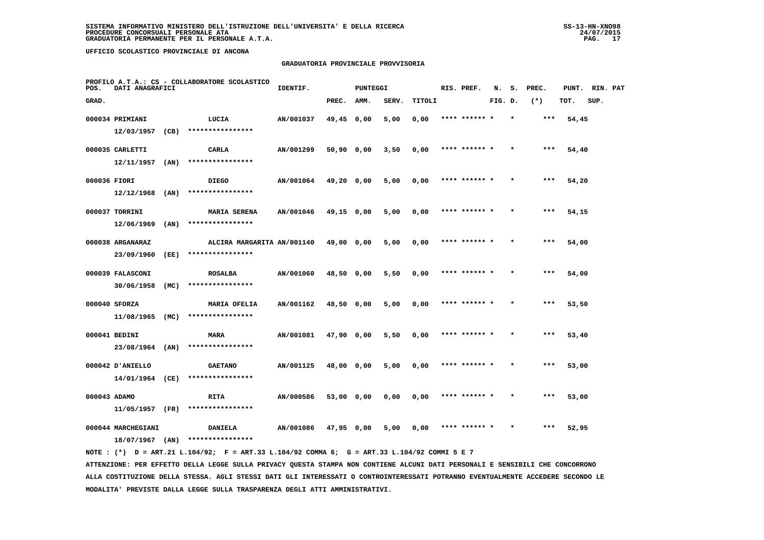SISTEMA INFORMATIVO MINISTERO DELL'ISTRUZIONE DELL'UNIVERSITA' E DELLA RICERCA
PROCEDURE CONCORSUALI PERSONALE ATA
GRADUATORIA PERMANENTE PER IL PERSONALE A.T.A.

UFFICIO SCOLASTICO PROVINCIALE DI ANCONA

GRADUATORIA PROVINCIALE PROVVISORIA

PROFILO A.T.A.: CS - COLLABORATORE SCOLASTICO

| POS. GRAD. | DATI ANAGRAFICI | | IDENTIF. | PUNTEGGI PREC. | AMM. | SERV. | TITOLI | RIS. PREF. | N. FIG. | S. D. | PREC. (*) | PUNT. TOT. | RIN. SUP. | PAT |
|---|---|---|---|---|---|---|---|---|---|---|---|---|---|---|
| 000034 | PRIMIANI 12/03/1957 (CB) | LUCIA **************** | AN/001037 | 49,45 | 0,00 | 5,00 | 0,00 | **** ****** * | | * | *** | 54,45 | | |
| 000035 | CARLETTI 12/11/1957 (AN) | CARLA **************** | AN/001299 | 50,90 | 0,00 | 3,50 | 0,00 | **** ****** * | | * | *** | 54,40 | | |
| 000036 | FIORI 12/12/1968 (AN) | DIEGO **************** | AN/001064 | 49,20 | 0,00 | 5,00 | 0,00 | **** ****** * | | * | *** | 54,20 | | |
| 000037 | TORRINI 12/06/1969 (AN) | MARIA SERENA **************** | AN/001046 | 49,15 | 0,00 | 5,00 | 0,00 | **** ****** * | | * | *** | 54,15 | | |
| 000038 | ARGANARAZ 23/09/1960 (EE) | ALCIRA MARGARITA **************** | AN/001140 | 49,00 | 0,00 | 5,00 | 0,00 | **** ****** * | | * | *** | 54,00 | | |
| 000039 | FALASCONI 30/06/1958 (MC) | ROSALBA **************** | AN/001060 | 48,50 | 0,00 | 5,50 | 0,00 | **** ****** * | | * | *** | 54,00 | | |
| 000040 | SFORZA 11/08/1965 (MC) | MARIA OFELIA **************** | AN/001162 | 48,50 | 0,00 | 5,00 | 0,00 | **** ****** * | | * | *** | 53,50 | | |
| 000041 | BEDINI 23/08/1964 (AN) | MARA **************** | AN/001081 | 47,90 | 0,00 | 5,50 | 0,00 | **** ****** * | | * | *** | 53,40 | | |
| 000042 | D'ANIELLO 14/01/1964 (CE) | GAETANO **************** | AN/001125 | 48,00 | 0,00 | 5,00 | 0,00 | **** ****** * | | * | *** | 53,00 | | |
| 000043 | ADAMO 11/05/1957 (FR) | RITA **************** | AN/000586 | 53,00 | 0,00 | 0,00 | 0,00 | **** ****** * | | * | *** | 53,00 | | |
| 000044 | MARCHEGIANI 18/07/1967 (AN) | DANIELA **************** | AN/001086 | 47,95 | 0,00 | 5,00 | 0,00 | **** ****** * | | * | *** | 52,95 | | |

NOTE : (*) D = ART.21 L.104/92; F = ART.33 L.104/92 COMMA 6; G = ART.33 L.104/92 COMMI 5 E 7

ATTENZIONE: PER EFFETTO DELLA LEGGE SULLA PRIVACY QUESTA STAMPA NON CONTIENE ALCUNI DATI PERSONALI E SENSIBILI CHE CONCORRONO ALLA COSTITUZIONE DELLA STESSA. AGLI STESSI DATI GLI INTERESSATI O CONTROINTERESSATI POTRANNO EVENTUALMENTE ACCEDERE SECONDO LE MODALITA' PREVISTE DALLA LEGGE SULLA TRASPARENZA DEGLI ATTI AMMINISTRATIVI.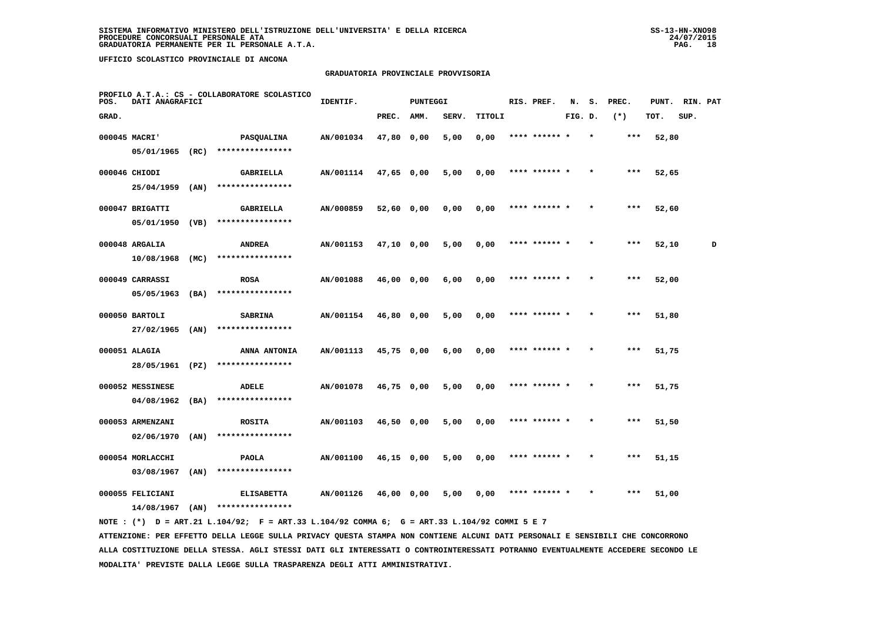SISTEMA INFORMATIVO MINISTERO DELL'ISTRUZIONE DELL'UNIVERSITA' E DELLA RICERCA
PROCEDURE CONCORSUALI PERSONALE ATA
GRADUATORIA PERMANENTE PER IL PERSONALE A.T.A.

UFFICIO SCOLASTICO PROVINCIALE DI ANCONA

GRADUATORIA PROVINCIALE PROVVISORIA

PROFILO A.T.A.: CS - COLLABORATORE SCOLASTICO

| POS. GRAD. | DATI ANAGRAFICI | | IDENTIF. | PUNTEGGI PREC. | AMM. | SERV. | TITOLI | RIS. PREF. | N. FIG. | S. D. | PREC. (*) | PUNT. TOT. | RIN. SUP. | PAT |
|---|---|---|---|---|---|---|---|---|---|---|---|---|---|---|
| 000045 | MACRI' 05/01/1965 (RC) | PASQUALINA **************** | AN/001034 | 47,80 | 0,00 | 5,00 | 0,00 | **** ****** | * | * | *** | 52,80 | | |
| 000046 | CHIODI 25/04/1959 (AN) | GABRIELLA **************** | AN/001114 | 47,65 | 0,00 | 5,00 | 0,00 | **** ****** | * | * | *** | 52,65 | | |
| 000047 | BRIGATTI 05/01/1950 (VB) | GABRIELLA **************** | AN/000859 | 52,60 | 0,00 | 0,00 | 0,00 | **** ****** | * | * | *** | 52,60 | | |
| 000048 | ARGALIA 10/08/1968 (MC) | ANDREA **************** | AN/001153 | 47,10 | 0,00 | 5,00 | 0,00 | **** ****** | * | * | *** | 52,10 | | D |
| 000049 | CARRASSI 05/05/1963 (BA) | ROSA **************** | AN/001088 | 46,00 | 0,00 | 6,00 | 0,00 | **** ****** | * | * | *** | 52,00 | | |
| 000050 | BARTOLI 27/02/1965 (AN) | SABRINA **************** | AN/001154 | 46,80 | 0,00 | 5,00 | 0,00 | **** ****** | * | * | *** | 51,80 | | |
| 000051 | ALAGIA 28/05/1961 (PZ) | ANNA ANTONIA **************** | AN/001113 | 45,75 | 0,00 | 6,00 | 0,00 | **** ****** | * | * | *** | 51,75 | | |
| 000052 | MESSINESE 04/08/1962 (BA) | ADELE **************** | AN/001078 | 46,75 | 0,00 | 5,00 | 0,00 | **** ****** | * | * | *** | 51,75 | | |
| 000053 | ARMENZANI 02/06/1970 (AN) | ROSITA **************** | AN/001103 | 46,50 | 0,00 | 5,00 | 0,00 | **** ****** | * | * | *** | 51,50 | | |
| 000054 | MORLACCHI 03/08/1967 (AN) | PAOLA **************** | AN/001100 | 46,15 | 0,00 | 5,00 | 0,00 | **** ****** | * | * | *** | 51,15 | | |
| 000055 | FELICIANI 14/08/1967 (AN) | ELISABETTA **************** | AN/001126 | 46,00 | 0,00 | 5,00 | 0,00 | **** ****** | * | * | *** | 51,00 | | |

NOTE : (*) D = ART.21 L.104/92; F = ART.33 L.104/92 COMMA 6; G = ART.33 L.104/92 COMMI 5 E 7

ATTENZIONE: PER EFFETTO DELLA LEGGE SULLA PRIVACY QUESTA STAMPA NON CONTIENE ALCUNI DATI PERSONALI E SENSIBILI CHE CONCORRONO ALLA COSTITUZIONE DELLA STESSA. AGLI STESSI DATI GLI INTERESSATI O CONTROINTERESSATI POTRANNO EVENTUALMENTE ACCEDERE SECONDO LE MODALITA' PREVISTE DALLA LEGGE SULLA TRASPARENZA DEGLI ATTI AMMINISTRATIVI.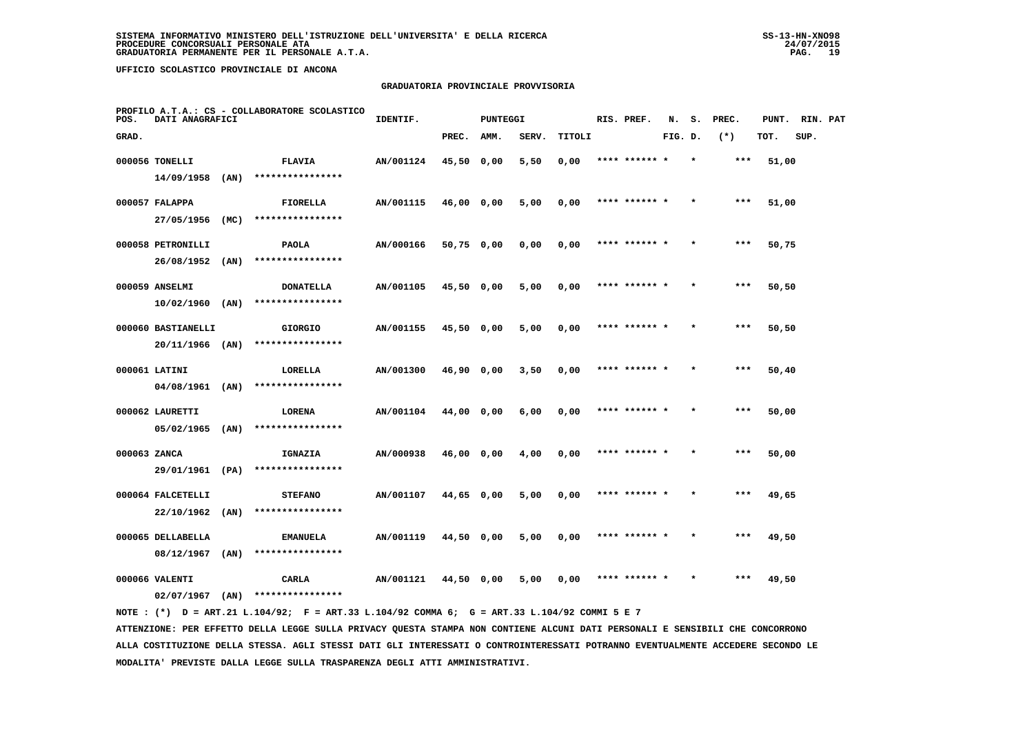SISTEMA INFORMATIVO MINISTERO DELL'ISTRUZIONE DELL'UNIVERSITA' E DELLA RICERCA
PROCEDURE CONCORSUALI PERSONALE ATA
GRADUATORIA PERMANENTE PER IL PERSONALE A.T.A.

SS-13-HN-XNO98
24/07/2015

UFFICIO SCOLASTICO PROVINCIALE DI ANCONA

GRADUATORIA PROVINCIALE PROVVISORIA

PROFILO A.T.A.: CS - COLLABORATORE SCOLASTICO

| POS. GRAD. | DATI ANAGRAFICI | | IDENTIF. | PUNTEGGI PREC. | AMM. | SERV. | TITOLI | RIS. PREF. | N. FIG. | S. D. | PREC. (*) | PUNT. TOT. | RIN. SUP. | PAT |
|---|---|---|---|---|---|---|---|---|---|---|---|---|---|---|
| 000056 | TONELLI 14/09/1958 (AN) | FLAVIA **************** | AN/001124 | 45,50 | 0,00 | 5,50 | 0,00 | **** ****** * | | * | *** | 51,00 | | |
| 000057 | FALAPPA 27/05/1956 (MC) | FIORELLA **************** | AN/001115 | 46,00 | 0,00 | 5,00 | 0,00 | **** ****** * | | * | *** | 51,00 | | |
| 000058 | PETRONILLI 26/08/1952 (AN) | PAOLA **************** | AN/000166 | 50,75 | 0,00 | 0,00 | 0,00 | **** ****** * | | * | *** | 50,75 | | |
| 000059 | ANSELMI 10/02/1960 (AN) | DONATELLA **************** | AN/001105 | 45,50 | 0,00 | 5,00 | 0,00 | **** ****** * | | * | *** | 50,50 | | |
| 000060 | BASTIANELLI 20/11/1966 (AN) | GIORGIO **************** | AN/001155 | 45,50 | 0,00 | 5,00 | 0,00 | **** ****** * | | * | *** | 50,50 | | |
| 000061 | LATINI 04/08/1961 (AN) | LORELLA **************** | AN/001300 | 46,90 | 0,00 | 3,50 | 0,00 | **** ****** * | | * | *** | 50,40 | | |
| 000062 | LAURETTI 05/02/1965 (AN) | LORENA **************** | AN/001104 | 44,00 | 0,00 | 6,00 | 0,00 | **** ****** * | | * | *** | 50,00 | | |
| 000063 | ZANCA 29/01/1961 (PA) | IGNAZIA **************** | AN/000938 | 46,00 | 0,00 | 4,00 | 0,00 | **** ****** * | | * | *** | 50,00 | | |
| 000064 | FALCETELLI 22/10/1962 (AN) | STEFANO **************** | AN/001107 | 44,65 | 0,00 | 5,00 | 0,00 | **** ****** * | | * | *** | 49,65 | | |
| 000065 | DELLABELLA 08/12/1967 (AN) | EMANUELA **************** | AN/001119 | 44,50 | 0,00 | 5,00 | 0,00 | **** ****** * | | * | *** | 49,50 | | |
| 000066 | VALENTI 02/07/1967 (AN) | CARLA **************** | AN/001121 | 44,50 | 0,00 | 5,00 | 0,00 | **** ****** * | | * | *** | 49,50 | | |

NOTE : (*) D = ART.21 L.104/92; F = ART.33 L.104/92 COMMA 6; G = ART.33 L.104/92 COMMI 5 E 7

ATTENZIONE: PER EFFETTO DELLA LEGGE SULLA PRIVACY QUESTA STAMPA NON CONTIENE ALCUNI DATI PERSONALI E SENSIBILI CHE CONCORRONO ALLA COSTITUZIONE DELLA STESSA. AGLI STESSI DATI GLI INTERESSATI O CONTROINTERESSATI POTRANNO EVENTUALMENTE ACCEDERE SECONDO LE MODALITA' PREVISTE DALLA LEGGE SULLA TRASPARENZA DEGLI ATTI AMMINISTRATIVI.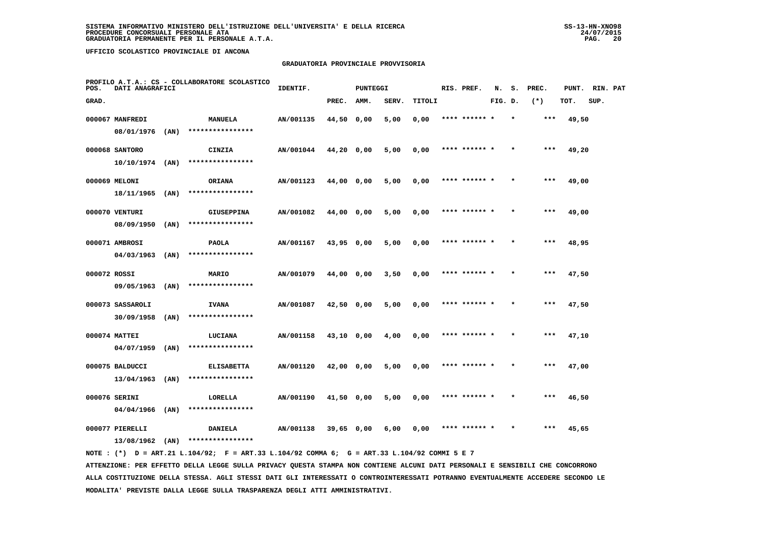SISTEMA INFORMATIVO MINISTERO DELL'ISTRUZIONE DELL'UNIVERSITA' E DELLA RICERCA
PROCEDURE CONCORSUALI PERSONALE ATA
GRADUATORIA PERMANENTE PER IL PERSONALE A.T.A.

UFFICIO SCOLASTICO PROVINCIALE DI ANCONA

GRADUATORIA PROVINCIALE PROVVISORIA

PROFILO A.T.A.: CS - COLLABORATORE SCOLASTICO

| POS. GRAD. | DATI ANAGRAFICI | | IDENTIF. | PUNTEGGI PREC. | AMM. | SERV. | TITOLI | RIS. PREF. | N. FIG. | S. D. | PREC. (*) | PUNT. TOT. | RIN. SUP. | PAT |
|---|---|---|---|---|---|---|---|---|---|---|---|---|---|---|
| 000067 | MANFREDI 08/01/1976 (AN) | MANUELA **************** | AN/001135 | 44,50 | 0,00 | 5,00 | 0,00 | **** ****** * | | * | *** | 49,50 | | |
| 000068 | SANTORO 10/10/1974 (AN) | CINZIA **************** | AN/001044 | 44,20 | 0,00 | 5,00 | 0,00 | **** ****** * | | * | *** | 49,20 | | |
| 000069 | MELONI 18/11/1965 (AN) | ORIANA **************** | AN/001123 | 44,00 | 0,00 | 5,00 | 0,00 | **** ****** * | | * | *** | 49,00 | | |
| 000070 | VENTURI 08/09/1950 (AN) | GIUSEPPINA **************** | AN/001082 | 44,00 | 0,00 | 5,00 | 0,00 | **** ****** * | | * | *** | 49,00 | | |
| 000071 | AMBROSI 04/03/1963 (AN) | PAOLA **************** | AN/001167 | 43,95 | 0,00 | 5,00 | 0,00 | **** ****** * | | * | *** | 48,95 | | |
| 000072 | ROSSI 09/05/1963 (AN) | MARIO **************** | AN/001079 | 44,00 | 0,00 | 3,50 | 0,00 | **** ****** * | | * | *** | 47,50 | | |
| 000073 | SASSAROLI 30/09/1958 (AN) | IVANA **************** | AN/001087 | 42,50 | 0,00 | 5,00 | 0,00 | **** ****** * | | * | *** | 47,50 | | |
| 000074 | MATTEI 04/07/1959 (AN) | LUCIANA **************** | AN/001158 | 43,10 | 0,00 | 4,00 | 0,00 | **** ****** * | | * | *** | 47,10 | | |
| 000075 | BALDUCCI 13/04/1963 (AN) | ELISABETTA **************** | AN/001120 | 42,00 | 0,00 | 5,00 | 0,00 | **** ****** * | | * | *** | 47,00 | | |
| 000076 | SERINI 04/04/1966 (AN) | LORELLA **************** | AN/001190 | 41,50 | 0,00 | 5,00 | 0,00 | **** ****** * | | * | *** | 46,50 | | |
| 000077 | PIERELLI 13/08/1962 (AN) | DANIELA **************** | AN/001138 | 39,65 | 0,00 | 6,00 | 0,00 | **** ****** * | | * | *** | 45,65 | | |

NOTE : (*) D = ART.21 L.104/92; F = ART.33 L.104/92 COMMA 6; G = ART.33 L.104/92 COMMI 5 E 7

ATTENZIONE: PER EFFETTO DELLA LEGGE SULLA PRIVACY QUESTA STAMPA NON CONTIENE ALCUNI DATI PERSONALI E SENSIBILI CHE CONCORRONO ALLA COSTITUZIONE DELLA STESSA. AGLI STESSI DATI GLI INTERESSATI O CONTROINTERESSATI POTRANNO EVENTUALMENTE ACCEDERE SECONDO LE MODALITA' PREVISTE DALLA LEGGE SULLA TRASPARENZA DEGLI ATTI AMMINISTRATIVI.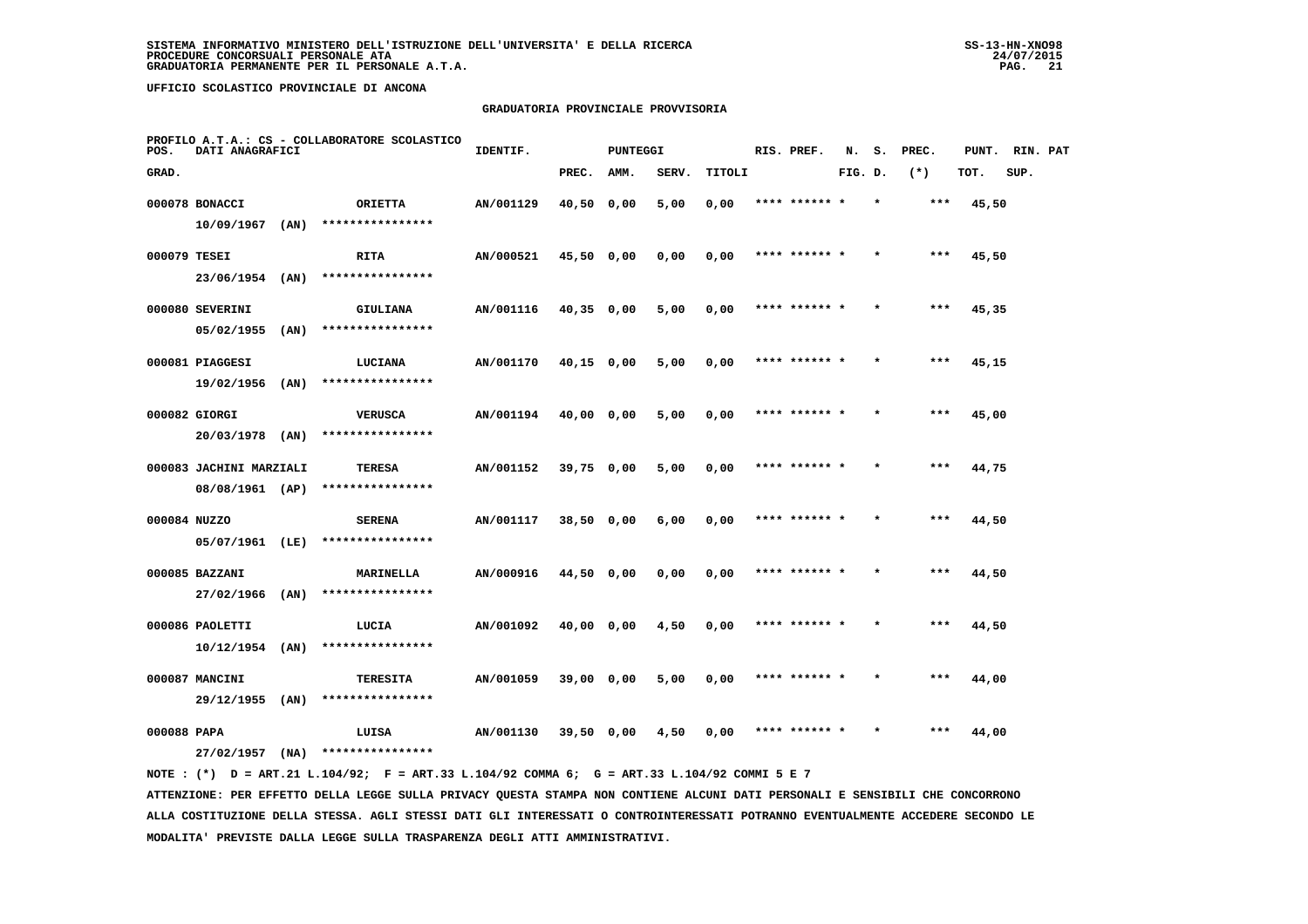SISTEMA INFORMATIVO MINISTERO DELL'ISTRUZIONE DELL'UNIVERSITA' E DELLA RICERCA
PROCEDURE CONCORSUALI PERSONALE ATA
GRADUATORIA PERMANENTE PER IL PERSONALE A.T.A.

UFFICIO SCOLASTICO PROVINCIALE DI ANCONA

GRADUATORIA PROVINCIALE PROVVISORIA

PROFILO A.T.A.: CS - COLLABORATORE SCOLASTICO

| POS. GRAD. | DATI ANAGRAFICI | | IDENTIF. | PUNTEGGI PREC. | AMM. | SERV. | TITOLI | RIS. PREF. | N. FIG. | S. D. | PREC. (*) | PUNT. TOT. | RIN. SUP. | PAT |
|---|---|---|---|---|---|---|---|---|---|---|---|---|---|---|
| 000078 | BONACCI 10/09/1967 (AN) | ORIETTA **************** | AN/001129 | 40,50 | 0,00 | 5,00 | 0,00 | **** ****** * | | * | *** | 45,50 | | |
| 000079 | TESEI 23/06/1954 (AN) | RITA **************** | AN/000521 | 45,50 | 0,00 | 0,00 | 0,00 | **** ****** * | | * | *** | 45,50 | | |
| 000080 | SEVERINI 05/02/1955 (AN) | GIULIANA **************** | AN/001116 | 40,35 | 0,00 | 5,00 | 0,00 | **** ****** * | | * | *** | 45,35 | | |
| 000081 | PIAGGESI 19/02/1956 (AN) | LUCIANA **************** | AN/001170 | 40,15 | 0,00 | 5,00 | 0,00 | **** ****** * | | * | *** | 45,15 | | |
| 000082 | GIORGI 20/03/1978 (AN) | VERUSCA **************** | AN/001194 | 40,00 | 0,00 | 5,00 | 0,00 | **** ****** * | | * | *** | 45,00 | | |
| 000083 | JACHINI MARZIALI 08/08/1961 (AP) | TERESA **************** | AN/001152 | 39,75 | 0,00 | 5,00 | 0,00 | **** ****** * | | * | *** | 44,75 | | |
| 000084 | NUZZO 05/07/1961 (LE) | SERENA **************** | AN/001117 | 38,50 | 0,00 | 6,00 | 0,00 | **** ****** * | | * | *** | 44,50 | | |
| 000085 | BAZZANI 27/02/1966 (AN) | MARINELLA **************** | AN/000916 | 44,50 | 0,00 | 0,00 | 0,00 | **** ****** * | | * | *** | 44,50 | | |
| 000086 | PAOLETTI 10/12/1954 (AN) | LUCIA **************** | AN/001092 | 40,00 | 0,00 | 4,50 | 0,00 | **** ****** * | | * | *** | 44,50 | | |
| 000087 | MANCINI 29/12/1955 (AN) | TERESITA **************** | AN/001059 | 39,00 | 0,00 | 5,00 | 0,00 | **** ****** * | | * | *** | 44,00 | | |
| 000088 | PAPA 27/02/1957 (NA) | LUISA **************** | AN/001130 | 39,50 | 0,00 | 4,50 | 0,00 | **** ****** * | | * | *** | 44,00 | | |

NOTE : (*) D = ART.21 L.104/92; F = ART.33 L.104/92 COMMA 6; G = ART.33 L.104/92 COMMI 5 E 7

ATTENZIONE: PER EFFETTO DELLA LEGGE SULLA PRIVACY QUESTA STAMPA NON CONTIENE ALCUNI DATI PERSONALI E SENSIBILI CHE CONCORRONO ALLA COSTITUZIONE DELLA STESSA. AGLI STESSI DATI GLI INTERESSATI O CONTROINTERESSATI POTRANNO EVENTUALMENTE ACCEDERE SECONDO LE MODALITA' PREVISTE DALLA LEGGE SULLA TRASPARENZA DEGLI ATTI AMMINISTRATIVI.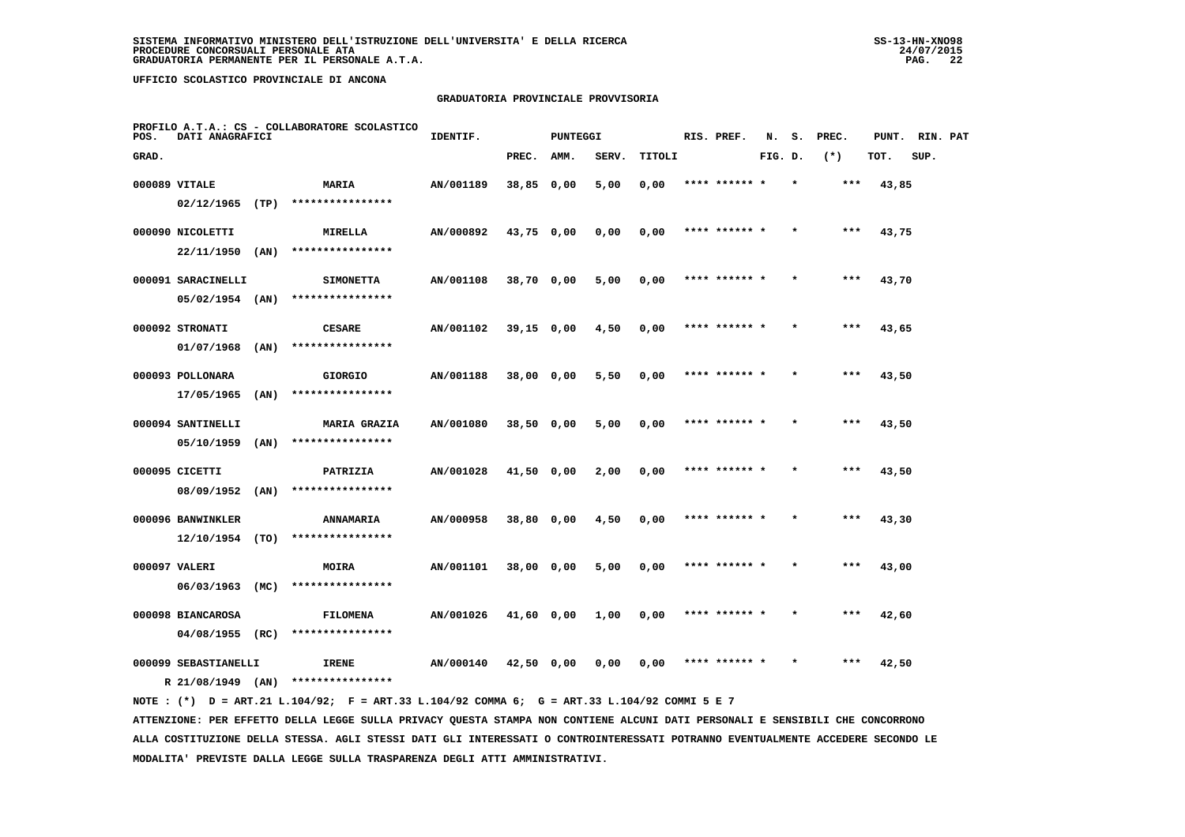**SISTEMA INFORMATIVO MINISTERO DELL'ISTRUZIONE DELL'UNIVERSITA' E DELLA RICERCA**
**PROCEDURE CONCORSUALI PERSONALE ATA**
**GRADUATORIA PERMANENTE PER IL PERSONALE A.T.A.**

SS-13-HN-XNO98
24/07/2015

**UFFICIO SCOLASTICO PROVINCIALE DI ANCONA**

**GRADUATORIA PROVINCIALE PROVVISORIA**

PROFILO A.T.A.: CS - COLLABORATORE SCOLASTICO

| POS. GRAD. | DATI ANAGRAFICI | | IDENTIF. | PUNTEGGI PREC. | AMM. | SERV. | TITOLI | RIS. PREF. | N. FIG. | S. D. | PREC. (*) | PUNT. TOT. | RIN. SUP. | PAT |
|---|---|---|---|---|---|---|---|---|---|---|---|---|---|---|
| 000089 | VITALE 02/12/1965 (TP) | MARIA **************** | AN/001189 | 38,85 | 0,00 | 5,00 | 0,00 | **** ****** | * | * | *** | 43,85 | | |
| 000090 | NICOLETTI 22/11/1950 (AN) | MIRELLA **************** | AN/000892 | 43,75 | 0,00 | 0,00 | 0,00 | **** ****** | * | * | *** | 43,75 | | |
| 000091 | SARACINELLI 05/02/1954 (AN) | SIMONETTA **************** | AN/001108 | 38,70 | 0,00 | 5,00 | 0,00 | **** ****** | * | * | *** | 43,70 | | |
| 000092 | STRONATI 01/07/1968 (AN) | CESARE **************** | AN/001102 | 39,15 | 0,00 | 4,50 | 0,00 | **** ****** | * | * | *** | 43,65 | | |
| 000093 | POLLONARA 17/05/1965 (AN) | GIORGIO **************** | AN/001188 | 38,00 | 0,00 | 5,50 | 0,00 | **** ****** | * | * | *** | 43,50 | | |
| 000094 | SANTINELLI 05/10/1959 (AN) | MARIA GRAZIA **************** | AN/001080 | 38,50 | 0,00 | 5,00 | 0,00 | **** ****** | * | * | *** | 43,50 | | |
| 000095 | CICETTI 08/09/1952 (AN) | PATRIZIA **************** | AN/001028 | 41,50 | 0,00 | 2,00 | 0,00 | **** ****** | * | * | *** | 43,50 | | |
| 000096 | BANWINKLER 12/10/1954 (TO) | ANNAMARIA **************** | AN/000958 | 38,80 | 0,00 | 4,50 | 0,00 | **** ****** | * | * | *** | 43,30 | | |
| 000097 | VALERI 06/03/1963 (MC) | MOIRA **************** | AN/001101 | 38,00 | 0,00 | 5,00 | 0,00 | **** ****** | * | * | *** | 43,00 | | |
| 000098 | BIANCAROSA 04/08/1955 (RC) | FILOMENA **************** | AN/001026 | 41,60 | 0,00 | 1,00 | 0,00 | **** ****** | * | * | *** | 42,60 | | |
| 000099 | SEBASTIANELLI R 21/08/1949 (AN) | IRENE **************** | AN/000140 | 42,50 | 0,00 | 0,00 | 0,00 | **** ****** | * | * | *** | 42,50 | | |

NOTE : (*) D = ART.21 L.104/92; F = ART.33 L.104/92 COMMA 6; G = ART.33 L.104/92 COMMI 5 E 7

ATTENZIONE: PER EFFETTO DELLA LEGGE SULLA PRIVACY QUESTA STAMPA NON CONTIENE ALCUNI DATI PERSONALI E SENSIBILI CHE CONCORRONO ALLA COSTITUZIONE DELLA STESSA. AGLI STESSI DATI GLI INTERESSATI O CONTROINTERESSATI POTRANNO EVENTUALMENTE ACCEDERE SECONDO LE MODALITA' PREVISTE DALLA LEGGE SULLA TRASPARENZA DEGLI ATTI AMMINISTRATIVI.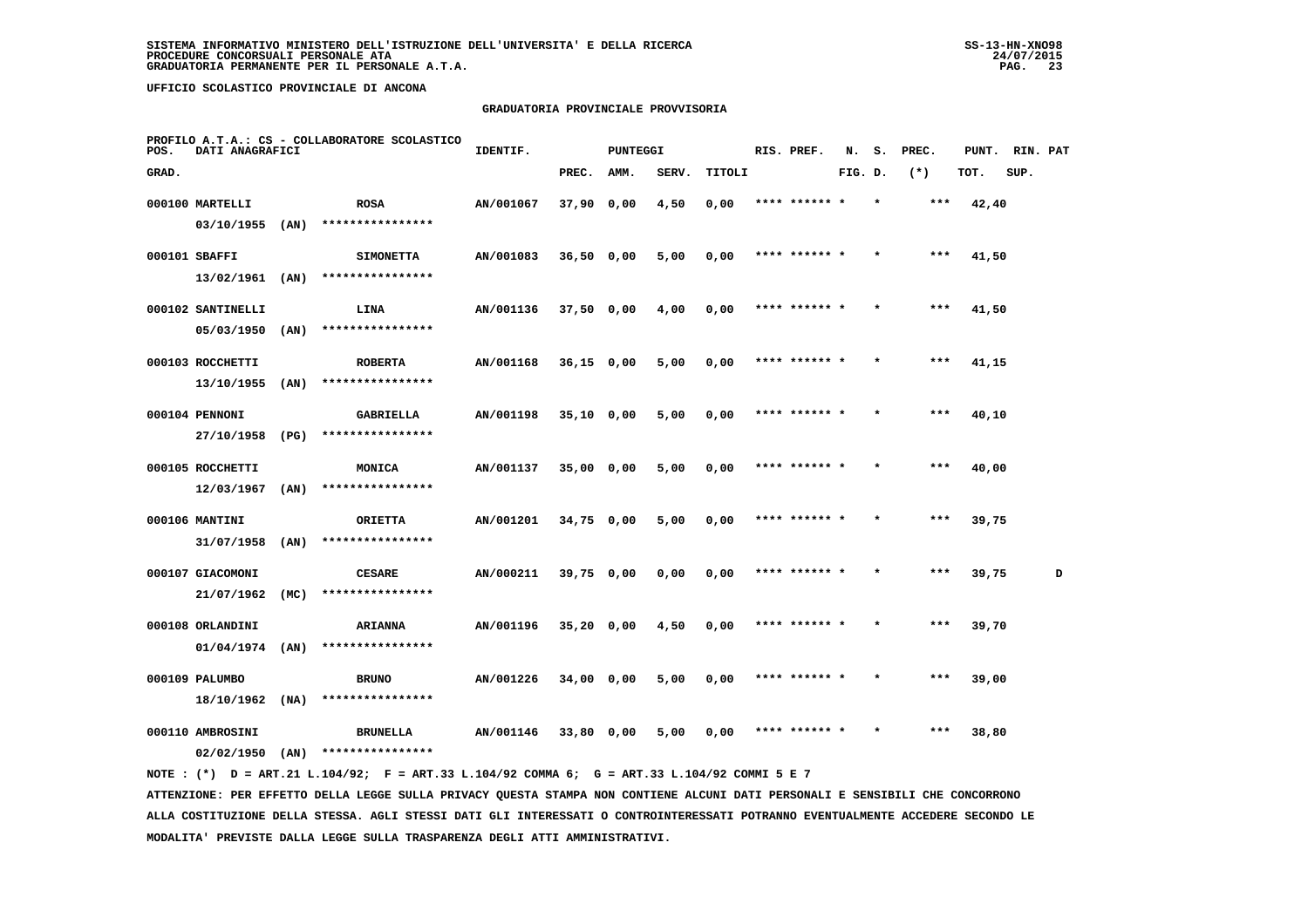SISTEMA INFORMATIVO MINISTERO DELL'ISTRUZIONE DELL'UNIVERSITA' E DELLA RICERCA
PROCEDURE CONCORSUALI PERSONALE ATA
GRADUATORIA PERMANENTE PER IL PERSONALE A.T.A.

UFFICIO SCOLASTICO PROVINCIALE DI ANCONA

GRADUATORIA PROVINCIALE PROVVISORIA

PROFILO A.T.A.: CS - COLLABORATORE SCOLASTICO

| POS. GRAD. | DATI ANAGRAFICI | | IDENTIF. | PUNTEGGI PREC. | AMM. | SERV. | TITOLI | RIS. PREF. | N. FIG. | S. D. | PREC. (*) | PUNT. TOT. | RIN. SUP. | PAT |
|---|---|---|---|---|---|---|---|---|---|---|---|---|---|---|
| 000100 | MARTELLI 03/10/1955 (AN) | ROSA **************** | AN/001067 | 37,90 | 0,00 | 4,50 | 0,00 | **** ****** * | | * | *** | 42,40 | | |
| 000101 | SBAFFI 13/02/1961 (AN) | SIMONETTA **************** | AN/001083 | 36,50 | 0,00 | 5,00 | 0,00 | **** ****** * | | * | *** | 41,50 | | |
| 000102 | SANTINELLI 05/03/1950 (AN) | LINA **************** | AN/001136 | 37,50 | 0,00 | 4,00 | 0,00 | **** ****** * | | * | *** | 41,50 | | |
| 000103 | ROCCHETTI 13/10/1955 (AN) | ROBERTA **************** | AN/001168 | 36,15 | 0,00 | 5,00 | 0,00 | **** ****** * | | * | *** | 41,15 | | |
| 000104 | PENNONI 27/10/1958 (PG) | GABRIELLA **************** | AN/001198 | 35,10 | 0,00 | 5,00 | 0,00 | **** ****** * | | * | *** | 40,10 | | |
| 000105 | ROCCHETTI 12/03/1967 (AN) | MONICA **************** | AN/001137 | 35,00 | 0,00 | 5,00 | 0,00 | **** ****** * | | * | *** | 40,00 | | |
| 000106 | MANTINI 31/07/1958 (AN) | ORIETTA **************** | AN/001201 | 34,75 | 0,00 | 5,00 | 0,00 | **** ****** * | | * | *** | 39,75 | | |
| 000107 | GIACOMONI 21/07/1962 (MC) | CESARE **************** | AN/000211 | 39,75 | 0,00 | 0,00 | 0,00 | **** ****** * | | * | *** | 39,75 | | D |
| 000108 | ORLANDINI 01/04/1974 (AN) | ARIANNA **************** | AN/001196 | 35,20 | 0,00 | 4,50 | 0,00 | **** ****** * | | * | *** | 39,70 | | |
| 000109 | PALUMBO 18/10/1962 (NA) | BRUNO **************** | AN/001226 | 34,00 | 0,00 | 5,00 | 0,00 | **** ****** * | | * | *** | 39,00 | | |
| 000110 | AMBROSINI 02/02/1950 (AN) | BRUNELLA **************** | AN/001146 | 33,80 | 0,00 | 5,00 | 0,00 | **** ****** * | | * | *** | 38,80 | | |

NOTE : (*) D = ART.21 L.104/92; F = ART.33 L.104/92 COMMA 6; G = ART.33 L.104/92 COMMI 5 E 7

ATTENZIONE: PER EFFETTO DELLA LEGGE SULLA PRIVACY QUESTA STAMPA NON CONTIENE ALCUNI DATI PERSONALI E SENSIBILI CHE CONCORRONO ALLA COSTITUZIONE DELLA STESSA. AGLI STESSI DATI GLI INTERESSATI O CONTROINTERESSATI POTRANNO EVENTUALMENTE ACCEDERE SECONDO LE MODALITA' PREVISTE DALLA LEGGE SULLA TRASPARENZA DEGLI ATTI AMMINISTRATIVI.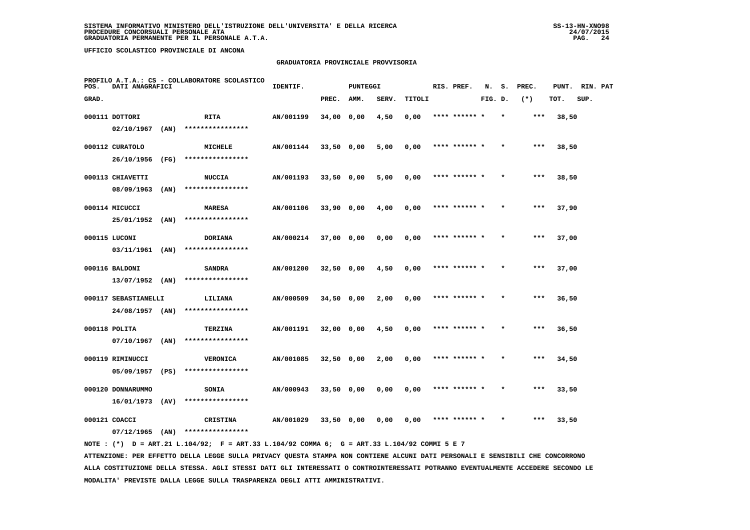SISTEMA INFORMATIVO MINISTERO DELL'ISTRUZIONE DELL'UNIVERSITA' E DELLA RICERCA
PROCEDURE CONCORSUALI PERSONALE ATA
GRADUATORIA PERMANENTE PER IL PERSONALE A.T.A.

UFFICIO SCOLASTICO PROVINCIALE DI ANCONA

GRADUATORIA PROVINCIALE PROVVISORIA

PROFILO A.T.A.: CS - COLLABORATORE SCOLASTICO

| POS. GRAD. | DATI ANAGRAFICI | | IDENTIF. | PUNTEGGI PREC. | AMM. | SERV. | TITOLI | RIS. PREF. | N. FIG. | S. D. | PREC. (*) | PUNT. TOT. | RIN. SUP. | PAT |
|---|---|---|---|---|---|---|---|---|---|---|---|---|---|---|
| 000111 | DOTTORI 02/10/1967 (AN) | RITA **************** | AN/001199 | 34,00 | 0,00 | 4,50 | 0,00 | **** ****** * | | * | *** | 38,50 | | |
| 000112 | CURATOLO 26/10/1956 (FG) | MICHELE **************** | AN/001144 | 33,50 | 0,00 | 5,00 | 0,00 | **** ****** * | | * | *** | 38,50 | | |
| 000113 | CHIAVETTI 08/09/1963 (AN) | NUCCIA **************** | AN/001193 | 33,50 | 0,00 | 5,00 | 0,00 | **** ****** * | | * | *** | 38,50 | | |
| 000114 | MICUCCI 25/01/1952 (AN) | MARESA **************** | AN/001106 | 33,90 | 0,00 | 4,00 | 0,00 | **** ****** * | | * | *** | 37,90 | | |
| 000115 | LUCONI 03/11/1961 (AN) | DORIANA **************** | AN/000214 | 37,00 | 0,00 | 0,00 | 0,00 | **** ****** * | | * | *** | 37,00 | | |
| 000116 | BALDONI 13/07/1952 (AN) | SANDRA **************** | AN/001200 | 32,50 | 0,00 | 4,50 | 0,00 | **** ****** * | | * | *** | 37,00 | | |
| 000117 | SEBASTIANELLI 24/08/1957 (AN) | LILIANA **************** | AN/000509 | 34,50 | 0,00 | 2,00 | 0,00 | **** ****** * | | * | *** | 36,50 | | |
| 000118 | POLITA 07/10/1967 (AN) | TERZINA **************** | AN/001191 | 32,00 | 0,00 | 4,50 | 0,00 | **** ****** * | | * | *** | 36,50 | | |
| 000119 | RIMINUCCI 05/09/1957 (PS) | VERONICA **************** | AN/001085 | 32,50 | 0,00 | 2,00 | 0,00 | **** ****** * | | * | *** | 34,50 | | |
| 000120 | DONNARUMMO 16/01/1973 (AV) | SONIA **************** | AN/000943 | 33,50 | 0,00 | 0,00 | 0,00 | **** ****** * | | * | *** | 33,50 | | |
| 000121 | COACCI 07/12/1965 (AN) | CRISTINA **************** | AN/001029 | 33,50 | 0,00 | 0,00 | 0,00 | **** ****** * | | * | *** | 33,50 | | |

NOTE : (*) D = ART.21 L.104/92; F = ART.33 L.104/92 COMMA 6; G = ART.33 L.104/92 COMMI 5 E 7

ATTENZIONE: PER EFFETTO DELLA LEGGE SULLA PRIVACY QUESTA STAMPA NON CONTIENE ALCUNI DATI PERSONALI E SENSIBILI CHE CONCORRONO ALLA COSTITUZIONE DELLA STESSA. AGLI STESSI DATI GLI INTERESSATI O CONTROINTERESSATI POTRANNO EVENTUALMENTE ACCEDERE SECONDO LE MODALITA' PREVISTE DALLA LEGGE SULLA TRASPARENZA DEGLI ATTI AMMINISTRATIVI.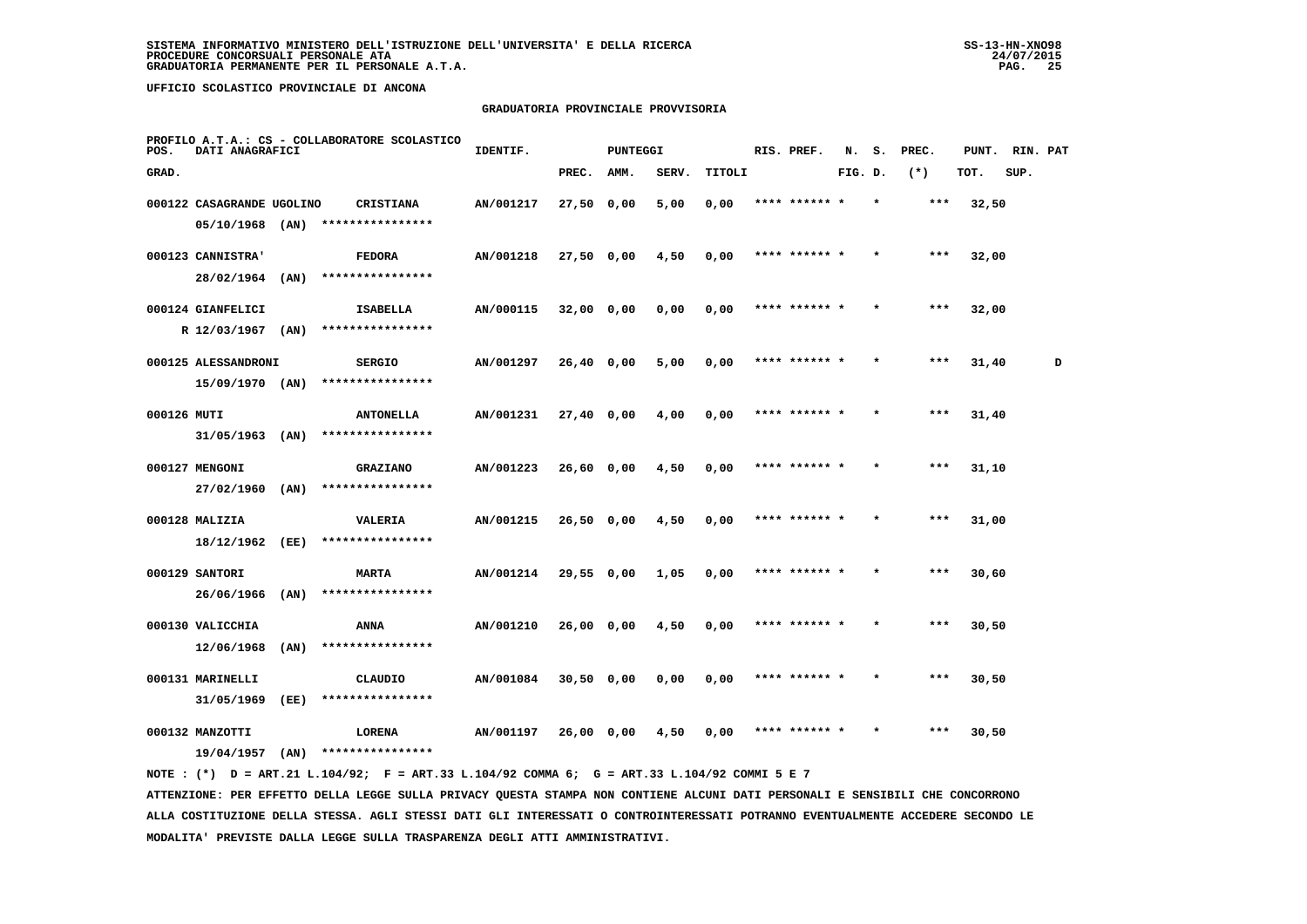SISTEMA INFORMATIVO MINISTERO DELL'ISTRUZIONE DELL'UNIVERSITA' E DELLA RICERCA
PROCEDURE CONCORSUALI PERSONALE ATA
GRADUATORIA PERMANENTE PER IL PERSONALE A.T.A.

UFFICIO SCOLASTICO PROVINCIALE DI ANCONA

GRADUATORIA PROVINCIALE PROVVISORIA

PROFILO A.T.A.: CS - COLLABORATORE SCOLASTICO

| POS. GRAD. | DATI ANAGRAFICI | | IDENTIF. | PUNTEGGI PREC. | AMM. | SERV. | TITOLI | RIS. PREF. | N. FIG. | S. D. | PREC. (*) | PUNT. TOT. | RIN. SUP. | PAT |
|---|---|---|---|---|---|---|---|---|---|---|---|---|---|---|
| 000122 | CASAGRANDE UGOLINO 05/10/1968 (AN) | CRISTIANA **************** | AN/001217 | 27,50 | 0,00 | 5,00 | 0,00 | **** ****** * | | * | *** | 32,50 | | |
| 000123 | CANNISTRA' 28/02/1964 (AN) | FEDORA **************** | AN/001218 | 27,50 | 0,00 | 4,50 | 0,00 | **** ****** * | | * | *** | 32,00 | | |
| 000124 | GIANFELICI R 12/03/1967 (AN) | ISABELLA **************** | AN/000115 | 32,00 | 0,00 | 0,00 | 0,00 | **** ****** * | | * | *** | 32,00 | | |
| 000125 | ALESSANDRONI 15/09/1970 (AN) | SERGIO **************** | AN/001297 | 26,40 | 0,00 | 5,00 | 0,00 | **** ****** * | | * | *** | 31,40 | | D |
| 000126 | MUTI 31/05/1963 (AN) | ANTONELLA **************** | AN/001231 | 27,40 | 0,00 | 4,00 | 0,00 | **** ****** * | | * | *** | 31,40 | | |
| 000127 | MENGONI 27/02/1960 (AN) | GRAZIANO **************** | AN/001223 | 26,60 | 0,00 | 4,50 | 0,00 | **** ****** * | | * | *** | 31,10 | | |
| 000128 | MALIZIA 18/12/1962 (EE) | VALERIA **************** | AN/001215 | 26,50 | 0,00 | 4,50 | 0,00 | **** ****** * | | * | *** | 31,00 | | |
| 000129 | SANTORI 26/06/1966 (AN) | MARTA **************** | AN/001214 | 29,55 | 0,00 | 1,05 | 0,00 | **** ****** * | | * | *** | 30,60 | | |
| 000130 | VALICCHIA 12/06/1968 (AN) | ANNA **************** | AN/001210 | 26,00 | 0,00 | 4,50 | 0,00 | **** ****** * | | * | *** | 30,50 | | |
| 000131 | MARINELLI 31/05/1969 (EE) | CLAUDIO **************** | AN/001084 | 30,50 | 0,00 | 0,00 | 0,00 | **** ****** * | | * | *** | 30,50 | | |
| 000132 | MANZOTTI 19/04/1957 (AN) | LORENA **************** | AN/001197 | 26,00 | 0,00 | 4,50 | 0,00 | **** ****** * | | * | *** | 30,50 | | |

NOTE : (*) D = ART.21 L.104/92; F = ART.33 L.104/92 COMMA 6; G = ART.33 L.104/92 COMMI 5 E 7

ATTENZIONE: PER EFFETTO DELLA LEGGE SULLA PRIVACY QUESTA STAMPA NON CONTIENE ALCUNI DATI PERSONALI E SENSIBILI CHE CONCORRONO ALLA COSTITUZIONE DELLA STESSA. AGLI STESSI DATI GLI INTERESSATI O CONTROINTERESSATI POTRANNO EVENTUALMENTE ACCEDERE SECONDO LE MODALITA' PREVISTE DALLA LEGGE SULLA TRASPARENZA DEGLI ATTI AMMINISTRATIVI.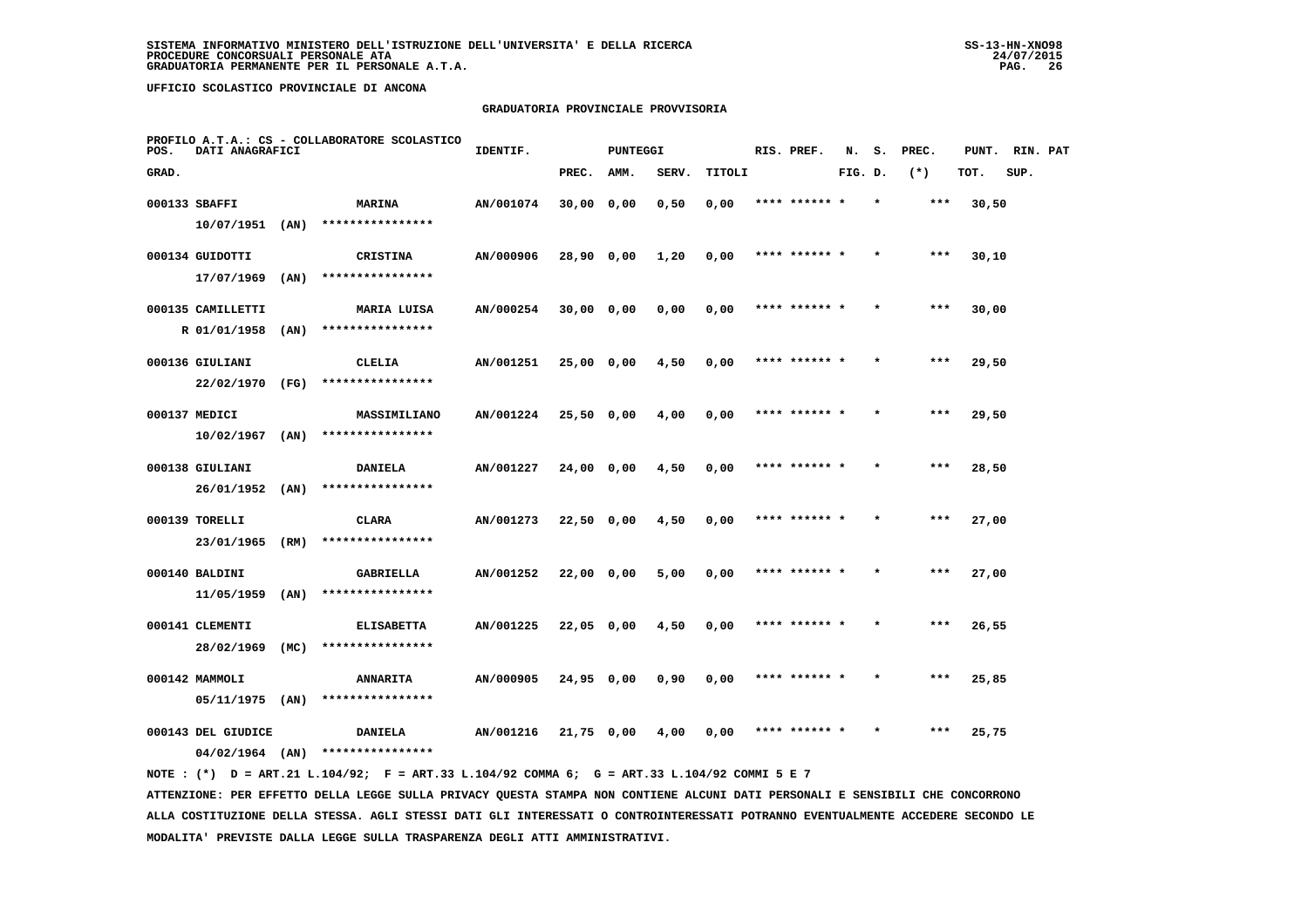SISTEMA INFORMATIVO MINISTERO DELL'ISTRUZIONE DELL'UNIVERSITA' E DELLA RICERCA
PROCEDURE CONCORSUALI PERSONALE ATA
GRADUATORIA PERMANENTE PER IL PERSONALE A.T.A.

UFFICIO SCOLASTICO PROVINCIALE DI ANCONA

GRADUATORIA PROVINCIALE PROVVISORIA

PROFILO A.T.A.: CS - COLLABORATORE SCOLASTICO

| POS. GRAD. | DATI ANAGRAFICI | | IDENTIF. | PUNTEGGI PREC. | AMM. | SERV. | TITOLI | RIS. PREF. | N. FIG. | S. D. | PREC. (*) | PUNT. TOT. | RIN. SUP. | PAT |
|---|---|---|---|---|---|---|---|---|---|---|---|---|---|---|
| 000133 | SBAFFI 10/07/1951 (AN) | MARINA **************** | AN/001074 | 30,00 | 0,00 | 0,50 | 0,00 | **** ****** * | | * | *** | 30,50 | | |
| 000134 | GUIDOTTI 17/07/1969 (AN) | CRISTINA **************** | AN/000906 | 28,90 | 0,00 | 1,20 | 0,00 | **** ****** * | | * | *** | 30,10 | | |
| 000135 | CAMILLETTI R 01/01/1958 (AN) | MARIA LUISA **************** | AN/000254 | 30,00 | 0,00 | 0,00 | 0,00 | **** ****** * | | * | *** | 30,00 | | |
| 000136 | GIULIANI 22/02/1970 (FG) | CLELIA **************** | AN/001251 | 25,00 | 0,00 | 4,50 | 0,00 | **** ****** * | | * | *** | 29,50 | | |
| 000137 | MEDICI 10/02/1967 (AN) | MASSIMILIANO **************** | AN/001224 | 25,50 | 0,00 | 4,00 | 0,00 | **** ****** * | | * | *** | 29,50 | | |
| 000138 | GIULIANI 26/01/1952 (AN) | DANIELA **************** | AN/001227 | 24,00 | 0,00 | 4,50 | 0,00 | **** ****** * | | * | *** | 28,50 | | |
| 000139 | TORELLI 23/01/1965 (RM) | CLARA **************** | AN/001273 | 22,50 | 0,00 | 4,50 | 0,00 | **** ****** * | | * | *** | 27,00 | | |
| 000140 | BALDINI 11/05/1959 (AN) | GABRIELLA **************** | AN/001252 | 22,00 | 0,00 | 5,00 | 0,00 | **** ****** * | | * | *** | 27,00 | | |
| 000141 | CLEMENTI 28/02/1969 (MC) | ELISABETTA **************** | AN/001225 | 22,05 | 0,00 | 4,50 | 0,00 | **** ****** * | | * | *** | 26,55 | | |
| 000142 | MAMMOLI 05/11/1975 (AN) | ANNARITA **************** | AN/000905 | 24,95 | 0,00 | 0,90 | 0,00 | **** ****** * | | * | *** | 25,85 | | |
| 000143 | DEL GIUDICE 04/02/1964 (AN) | DANIELA **************** | AN/001216 | 21,75 | 0,00 | 4,00 | 0,00 | **** ****** * | | * | *** | 25,75 | | |

NOTE : (*) D = ART.21 L.104/92; F = ART.33 L.104/92 COMMA 6; G = ART.33 L.104/92 COMMI 5 E 7

ATTENZIONE: PER EFFETTO DELLA LEGGE SULLA PRIVACY QUESTA STAMPA NON CONTIENE ALCUNI DATI PERSONALI E SENSIBILI CHE CONCORRONO ALLA COSTITUZIONE DELLA STESSA. AGLI STESSI DATI GLI INTERESSATI O CONTROINTERESSATI POTRANNO EVENTUALMENTE ACCEDERE SECONDO LE MODALITA' PREVISTE DALLA LEGGE SULLA TRASPARENZA DEGLI ATTI AMMINISTRATIVI.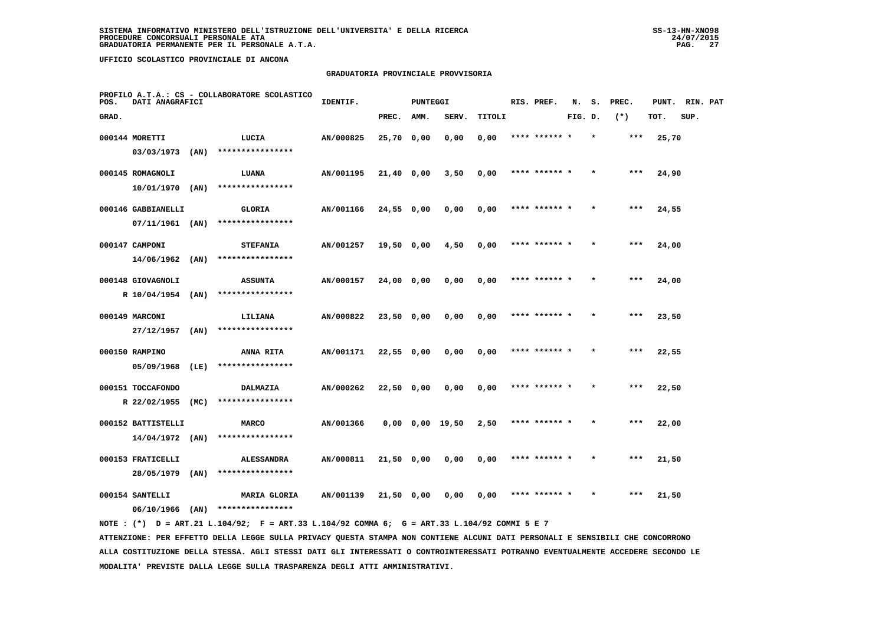SISTEMA INFORMATIVO MINISTERO DELL'ISTRUZIONE DELL'UNIVERSITA' E DELLA RICERCA
PROCEDURE CONCORSUALI PERSONALE ATA
GRADUATORIA PERMANENTE PER IL PERSONALE A.T.A.

UFFICIO SCOLASTICO PROVINCIALE DI ANCONA

GRADUATORIA PROVINCIALE PROVVISORIA

PROFILO A.T.A.: CS - COLLABORATORE SCOLASTICO

| POS. GRAD. | DATI ANAGRAFICI | | IDENTIF. | PUNTEGGI PREC. | AMM. | SERV. | TITOLI | RIS. PREF. | N. FIG. | S. D. | PREC. (*) | PUNT. TOT. | RIN. SUP. | PAT |
|---|---|---|---|---|---|---|---|---|---|---|---|---|---|---|
| 000144 | MORETTI 03/03/1973 (AN) | LUCIA **************** | AN/000825 | 25,70 | 0,00 | 0,00 | 0,00 | **** ****** * | | * | *** | 25,70 | | |
| 000145 | ROMAGNOLI 10/01/1970 (AN) | LUANA **************** | AN/001195 | 21,40 | 0,00 | 3,50 | 0,00 | **** ****** * | | * | *** | 24,90 | | |
| 000146 | GABBIANELLI 07/11/1961 (AN) | GLORIA **************** | AN/001166 | 24,55 | 0,00 | 0,00 | 0,00 | **** ****** * | | * | *** | 24,55 | | |
| 000147 | CAMPONI 14/06/1962 (AN) | STEFANIA **************** | AN/001257 | 19,50 | 0,00 | 4,50 | 0,00 | **** ****** * | | * | *** | 24,00 | | |
| 000148 | GIOVAGNOLI R 10/04/1954 (AN) | ASSUNTA **************** | AN/000157 | 24,00 | 0,00 | 0,00 | 0,00 | **** ****** * | | * | *** | 24,00 | | |
| 000149 | MARCONI 27/12/1957 (AN) | LILIANA **************** | AN/000822 | 23,50 | 0,00 | 0,00 | 0,00 | **** ****** * | | * | *** | 23,50 | | |
| 000150 | RAMPINO 05/09/1968 (LE) | ANNA RITA **************** | AN/001171 | 22,55 | 0,00 | 0,00 | 0,00 | **** ****** * | | * | *** | 22,55 | | |
| 000151 | TOCCAFONDO R 22/02/1955 (MC) | DALMAZIA **************** | AN/000262 | 22,50 | 0,00 | 0,00 | 0,00 | **** ****** * | | * | *** | 22,50 | | |
| 000152 | BATTISTELLI 14/04/1972 (AN) | MARCO **************** | AN/001366 | 0,00 | 0,00 | 19,50 | 2,50 | **** ****** * | | * | *** | 22,00 | | |
| 000153 | FRATICELLI 28/05/1979 (AN) | ALESSANDRA **************** | AN/000811 | 21,50 | 0,00 | 0,00 | 0,00 | **** ****** * | | * | *** | 21,50 | | |
| 000154 | SANTELLI 06/10/1966 (AN) | MARIA GLORIA **************** | AN/001139 | 21,50 | 0,00 | 0,00 | 0,00 | **** ****** * | | * | *** | 21,50 | | |

NOTE : (*) D = ART.21 L.104/92; F = ART.33 L.104/92 COMMA 6; G = ART.33 L.104/92 COMMI 5 E 7

ATTENZIONE: PER EFFETTO DELLA LEGGE SULLA PRIVACY QUESTA STAMPA NON CONTIENE ALCUNI DATI PERSONALI E SENSIBILI CHE CONCORRONO ALLA COSTITUZIONE DELLA STESSA. AGLI STESSI DATI GLI INTERESSATI O CONTROINTERESSATI POTRANNO EVENTUALMENTE ACCEDERE SECONDO LE MODALITA' PREVISTE DALLA LEGGE SULLA TRASPARENZA DEGLI ATTI AMMINISTRATIVI.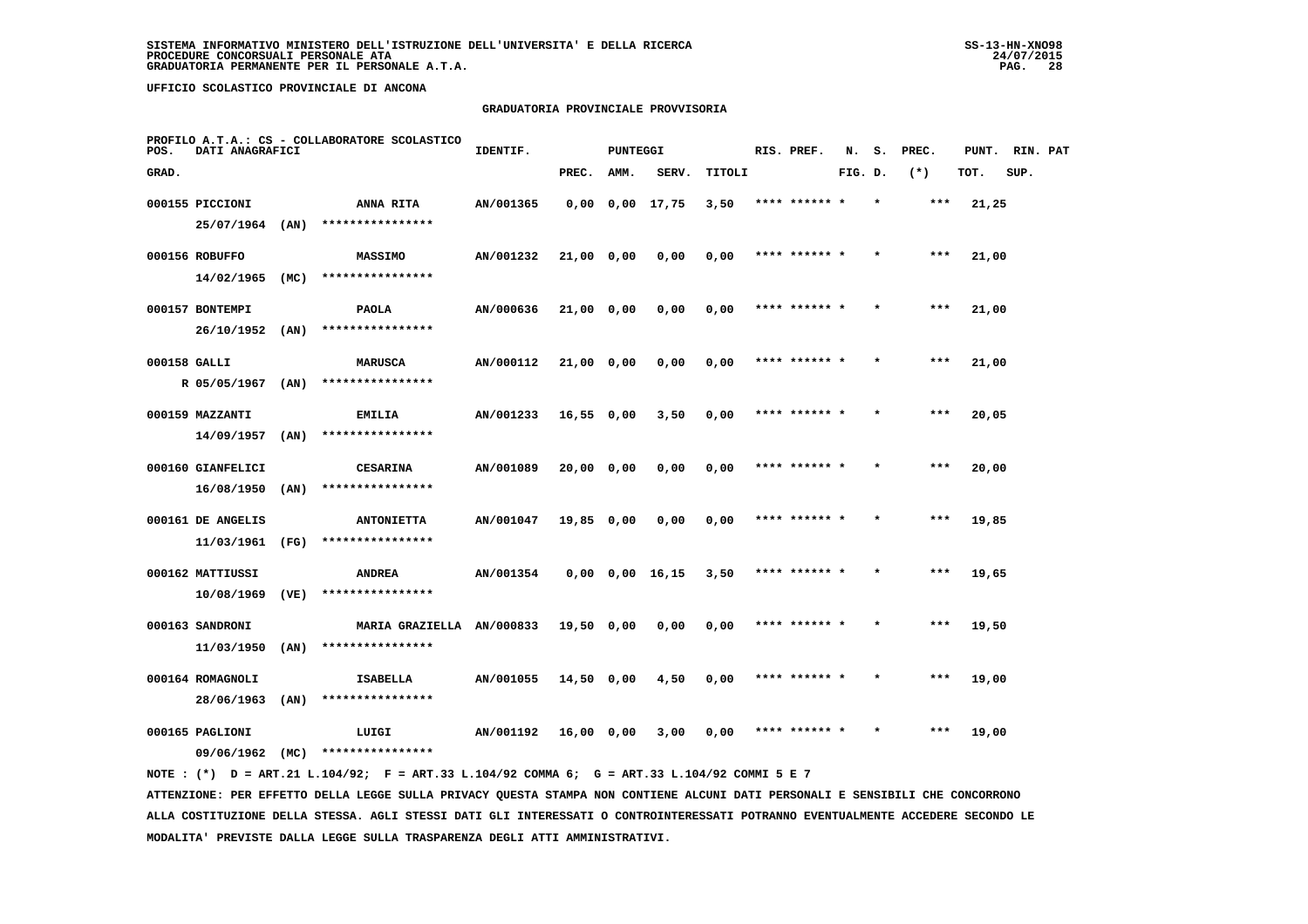UFFICIO SCOLASTICO PROVINCIALE DI ANCONA

## GRADUATORIA PROVINCIALE PROVVISORIA

PROFILO A.T.A.: CS - COLLABORATORE SCOLASTICO

| POS. GRAD. | DATI ANAGRAFICI | | IDENTIF. | PUNTEGGI PREC. | AMM. | SERV. | TITOLI | RIS. PREF. | N. FIG. | S. D. | PREC. (*) | PUNT. TOT. | RIN. SUP. | PAT |
|---|---|---|---|---|---|---|---|---|---|---|---|---|---|---|
| 000155 | PICCIONI 25/07/1964 (AN) | ANNA RITA **************** | AN/001365 | 0,00 | 0,00 | 17,75 | 3,50 | **** ****** * | | * | *** | 21,25 | | |
| 000156 | ROBUFFO 14/02/1965 (MC) | MASSIMO **************** | AN/001232 | 21,00 | 0,00 | 0,00 | 0,00 | **** ****** * | | * | *** | 21,00 | | |
| 000157 | BONTEMPI 26/10/1952 (AN) | PAOLA **************** | AN/000636 | 21,00 | 0,00 | 0,00 | 0,00 | **** ****** * | | * | *** | 21,00 | | |
| 000158 | GALLI R 05/05/1967 (AN) | MARUSCA **************** | AN/000112 | 21,00 | 0,00 | 0,00 | 0,00 | **** ****** * | | * | *** | 21,00 | | |
| 000159 | MAZZANTI 14/09/1957 (AN) | EMILIA **************** | AN/001233 | 16,55 | 0,00 | 3,50 | 0,00 | **** ****** * | | * | *** | 20,05 | | |
| 000160 | GIANFELICI 16/08/1950 (AN) | CESARINA **************** | AN/001089 | 20,00 | 0,00 | 0,00 | 0,00 | **** ****** * | | * | *** | 20,00 | | |
| 000161 | DE ANGELIS 11/03/1961 (FG) | ANTONIETTA **************** | AN/001047 | 19,85 | 0,00 | 0,00 | 0,00 | **** ****** * | | * | *** | 19,85 | | |
| 000162 | MATTIUSSI 10/08/1969 (VE) | ANDREA **************** | AN/001354 | 0,00 | 0,00 | 16,15 | 3,50 | **** ****** * | | * | *** | 19,65 | | |
| 000163 | SANDRONI 11/03/1950 (AN) | MARIA GRAZIELLA **************** | AN/000833 | 19,50 | 0,00 | 0,00 | 0,00 | **** ****** * | | * | *** | 19,50 | | |
| 000164 | ROMAGNOLI 28/06/1963 (AN) | ISABELLA **************** | AN/001055 | 14,50 | 0,00 | 4,50 | 0,00 | **** ****** * | | * | *** | 19,00 | | |
| 000165 | PAGLIONI 09/06/1962 (MC) | LUIGI **************** | AN/001192 | 16,00 | 0,00 | 3,00 | 0,00 | **** ****** * | | * | *** | 19,00 | | |

NOTE : (*) D = ART.21 L.104/92; F = ART.33 L.104/92 COMMA 6; G = ART.33 L.104/92 COMMI 5 E 7

ATTENZIONE: PER EFFETTO DELLA LEGGE SULLA PRIVACY QUESTA STAMPA NON CONTIENE ALCUNI DATI PERSONALI E SENSIBILI CHE CONCORRONO ALLA COSTITUZIONE DELLA STESSA. AGLI STESSI DATI GLI INTERESSATI O CONTROINTERESSATI POTRANNO EVENTUALMENTE ACCEDERE SECONDO LE MODALITA' PREVISTE DALLA LEGGE SULLA TRASPARENZA DEGLI ATTI AMMINISTRATIVI.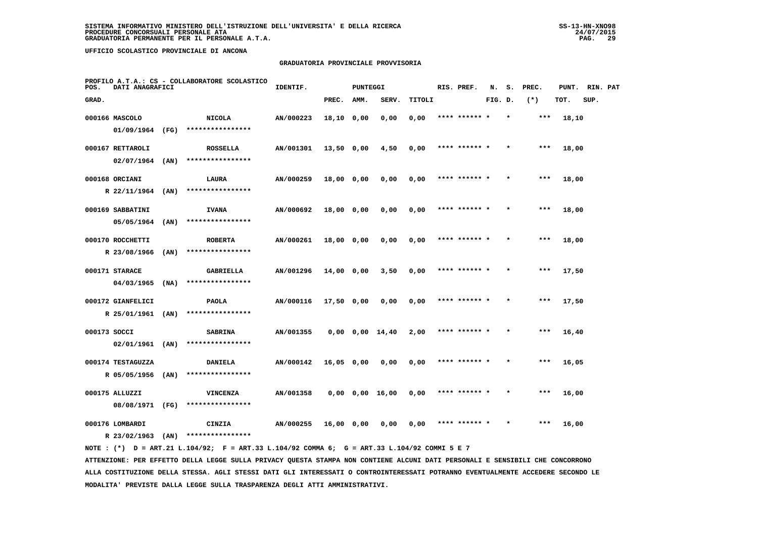SISTEMA INFORMATIVO MINISTERO DELL'ISTRUZIONE DELL'UNIVERSITA' E DELLA RICERCA
PROCEDURE CONCORSUALI PERSONALE ATA
GRADUATORIA PERMANENTE PER IL PERSONALE A.T.A.

UFFICIO SCOLASTICO PROVINCIALE DI ANCONA

## GRADUATORIA PROVINCIALE PROVVISORIA

PROFILO A.T.A.: CS - COLLABORATORE SCOLASTICO

| POS. GRAD. | DATI ANAGRAFICI | | IDENTIF. | PUNTEGGI PREC. | AMM. | SERV. | TITOLI | RIS. PREF. | N. FIG. | S. D. | PREC. (*) | PUNT. TOT. | RIN. SUP. | PAT |
|---|---|---|---|---|---|---|---|---|---|---|---|---|---|---|
| 000166 | MASCOLO 01/09/1964 (FG) | NICOLA **************** | AN/000223 | 18,10 | 0,00 | 0,00 | 0,00 | **** ****** * | | * | *** | 18,10 | | |
| 000167 | RETTAROLI 02/07/1964 (AN) | ROSSELLA **************** | AN/001301 | 13,50 | 0,00 | 4,50 | 0,00 | **** ****** * | | * | *** | 18,00 | | |
| 000168 | ORCIANI R 22/11/1964 (AN) | LAURA **************** | AN/000259 | 18,00 | 0,00 | 0,00 | 0,00 | **** ****** * | | * | *** | 18,00 | | |
| 000169 | SABBATINI 05/05/1964 (AN) | IVANA **************** | AN/000692 | 18,00 | 0,00 | 0,00 | 0,00 | **** ****** * | | * | *** | 18,00 | | |
| 000170 | ROCCHETTI R 23/08/1966 (AN) | ROBERTA **************** | AN/000261 | 18,00 | 0,00 | 0,00 | 0,00 | **** ****** * | | * | *** | 18,00 | | |
| 000171 | STARACE 04/03/1965 (NA) | GABRIELLA **************** | AN/001296 | 14,00 | 0,00 | 3,50 | 0,00 | **** ****** * | | * | *** | 17,50 | | |
| 000172 | GIANFELICI R 25/01/1961 (AN) | PAOLA **************** | AN/000116 | 17,50 | 0,00 | 0,00 | 0,00 | **** ****** * | | * | *** | 17,50 | | |
| 000173 | SOCCI 02/01/1961 (AN) | SABRINA **************** | AN/001355 | 0,00 | 0,00 | 14,40 | 2,00 | **** ****** * | | * | *** | 16,40 | | |
| 000174 | TESTAGUZZA R 05/05/1956 (AN) | DANIELA **************** | AN/000142 | 16,05 | 0,00 | 0,00 | 0,00 | **** ****** * | | * | *** | 16,05 | | |
| 000175 | ALLUZZI 08/08/1971 (FG) | VINCENZA **************** | AN/001358 | 0,00 | 0,00 | 16,00 | 0,00 | **** ****** * | | * | *** | 16,00 | | |
| 000176 | LOMBARDI R 23/02/1963 (AN) | CINZIA **************** | AN/000255 | 16,00 | 0,00 | 0,00 | 0,00 | **** ****** * | | * | *** | 16,00 | | |

NOTE : (*) D = ART.21 L.104/92; F = ART.33 L.104/92 COMMA 6; G = ART.33 L.104/92 COMMI 5 E 7

ATTENZIONE: PER EFFETTO DELLA LEGGE SULLA PRIVACY QUESTA STAMPA NON CONTIENE ALCUNI DATI PERSONALI E SENSIBILI CHE CONCORRONO ALLA COSTITUZIONE DELLA STESSA. AGLI STESSI DATI GLI INTERESSATI O CONTROINTERESSATI POTRANNO EVENTUALMENTE ACCEDERE SECONDO LE MODALITA' PREVISTE DALLA LEGGE SULLA TRASPARENZA DEGLI ATTI AMMINISTRATIVI.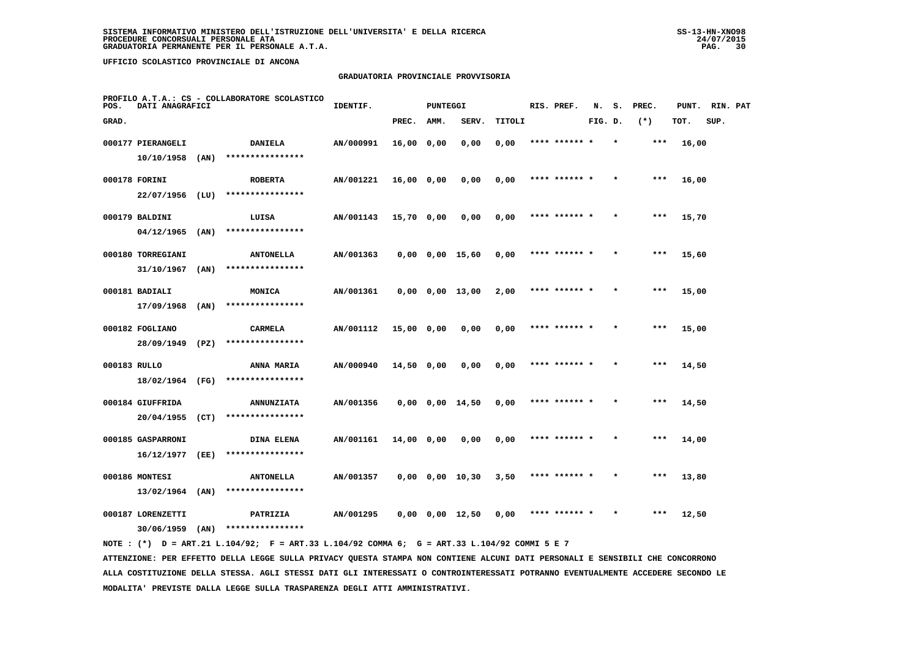SISTEMA INFORMATIVO MINISTERO DELL'ISTRUZIONE DELL'UNIVERSITA' E DELLA RICERCA
PROCEDURE CONCORSUALI PERSONALE ATA
GRADUATORIA PERMANENTE PER IL PERSONALE A.T.A.

UFFICIO SCOLASTICO PROVINCIALE DI ANCONA

GRADUATORIA PROVINCIALE PROVVISORIA

PROFILO A.T.A.: CS - COLLABORATORE SCOLASTICO

| POS. GRAD. | DATI ANAGRAFICI | | IDENTIF. | PUNTEGGI PREC. | AMM. | SERV. | TITOLI | RIS. PREF. | N. FIG. | S. D. | PREC. (*) | PUNT. TOT. | RIN. SUP. | PAT |
|---|---|---|---|---|---|---|---|---|---|---|---|---|---|---|
| 000177 | PIERANGELI 10/10/1958 (AN) | DANIELA **************** | AN/000991 | 16,00 | 0,00 | 0,00 | 0,00 | **** ****** * | | * | *** | 16,00 | | |
| 000178 | FORINI 22/07/1956 (LU) | ROBERTA **************** | AN/001221 | 16,00 | 0,00 | 0,00 | 0,00 | **** ****** * | | * | *** | 16,00 | | |
| 000179 | BALDINI 04/12/1965 (AN) | LUISA **************** | AN/001143 | 15,70 | 0,00 | 0,00 | 0,00 | **** ****** * | | * | *** | 15,70 | | |
| 000180 | TORREGIANI 31/10/1967 (AN) | ANTONELLA **************** | AN/001363 | 0,00 | 0,00 | 15,60 | 0,00 | **** ****** * | | * | *** | 15,60 | | |
| 000181 | BADIALI 17/09/1968 (AN) | MONICA **************** | AN/001361 | 0,00 | 0,00 | 13,00 | 2,00 | **** ****** * | | * | *** | 15,00 | | |
| 000182 | FOGLIANO 28/09/1949 (PZ) | CARMELA **************** | AN/001112 | 15,00 | 0,00 | 0,00 | 0,00 | **** ****** * | | * | *** | 15,00 | | |
| 000183 | RULLO 18/02/1964 (FG) | ANNA MARIA **************** | AN/000940 | 14,50 | 0,00 | 0,00 | 0,00 | **** ****** * | | * | *** | 14,50 | | |
| 000184 | GIUFFRIDA 20/04/1955 (CT) | ANNUNZIATA **************** | AN/001356 | 0,00 | 0,00 | 14,50 | 0,00 | **** ****** * | | * | *** | 14,50 | | |
| 000185 | GASPARRONI 16/12/1977 (EE) | DINA ELENA **************** | AN/001161 | 14,00 | 0,00 | 0,00 | 0,00 | **** ****** * | | * | *** | 14,00 | | |
| 000186 | MONTESI 13/02/1964 (AN) | ANTONELLA **************** | AN/001357 | 0,00 | 0,00 | 10,30 | 3,50 | **** ****** * | | * | *** | 13,80 | | |
| 000187 | LORENZETTI 30/06/1959 (AN) | PATRIZIA **************** | AN/001295 | 0,00 | 0,00 | 12,50 | 0,00 | **** ****** * | | * | *** | 12,50 | | |

NOTE : (*) D = ART.21 L.104/92; F = ART.33 L.104/92 COMMA 6; G = ART.33 L.104/92 COMMI 5 E 7

ATTENZIONE: PER EFFETTO DELLA LEGGE SULLA PRIVACY QUESTA STAMPA NON CONTIENE ALCUNI DATI PERSONALI E SENSIBILI CHE CONCORRONO ALLA COSTITUZIONE DELLA STESSA. AGLI STESSI DATI GLI INTERESSATI O CONTROINTERESSATI POTRANNO EVENTUALMENTE ACCEDERE SECONDO LE MODALITA' PREVISTE DALLA LEGGE SULLA TRASPARENZA DEGLI ATTI AMMINISTRATIVI.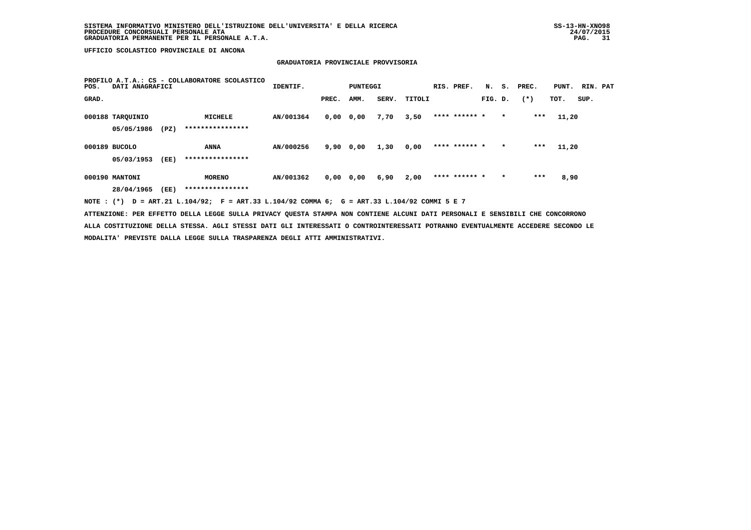UFFICIO SCOLASTICO PROVINCIALE DI ANCONA

GRADUATORIA PROVINCIALE PROVVISORIA

PROFILO A.T.A.: CS - COLLABORATORE SCOLASTICO

| POS. GRAD. | DATI ANAGRAFICI | | | IDENTIF. | PUNTEGGI PREC. | AMM. | SERV. | TITOLI | RIS. | PREF. | N. FIG. | S. D. | PREC. (*) | PUNT. TOT. | RIN. SUP. | PAT |
|---|---|---|---|---|---|---|---|---|---|---|---|---|---|---|---|---|
| 000188 | TARQUINIO | | MICHELE | AN/001364 | 0,00 | 0,00 | 7,70 | 3,50 | **** | ****** | * | * | *** | 11,20 | | |
| | 05/05/1986 | (PZ) | **************** | | | | | | | | | | | | | |
| 000189 | BUCOLO | | ANNA | AN/000256 | 9,90 | 0,00 | 1,30 | 0,00 | **** | ****** | * | * | *** | 11,20 | | |
| | 05/03/1953 | (EE) | **************** | | | | | | | | | | | | | |
| 000190 | MANTONI | | MORENO | AN/001362 | 0,00 | 0,00 | 6,90 | 2,00 | **** | ****** | * | * | *** | 8,90 | | |
| | 28/04/1965 | (EE) | **************** | | | | | | | | | | | | | |

NOTE : (*) D = ART.21 L.104/92; F = ART.33 L.104/92 COMMA 6; G = ART.33 L.104/92 COMMI 5 E 7

ATTENZIONE: PER EFFETTO DELLA LEGGE SULLA PRIVACY QUESTA STAMPA NON CONTIENE ALCUNI DATI PERSONALI E SENSIBILI CHE CONCORRONO ALLA COSTITUZIONE DELLA STESSA. AGLI STESSI DATI GLI INTERESSATI O CONTROINTERESSATI POTRANNO EVENTUALMENTE ACCEDERE SECONDO LE MODALITA' PREVISTE DALLA LEGGE SULLA TRASPARENZA DEGLI ATTI AMMINISTRATIVI.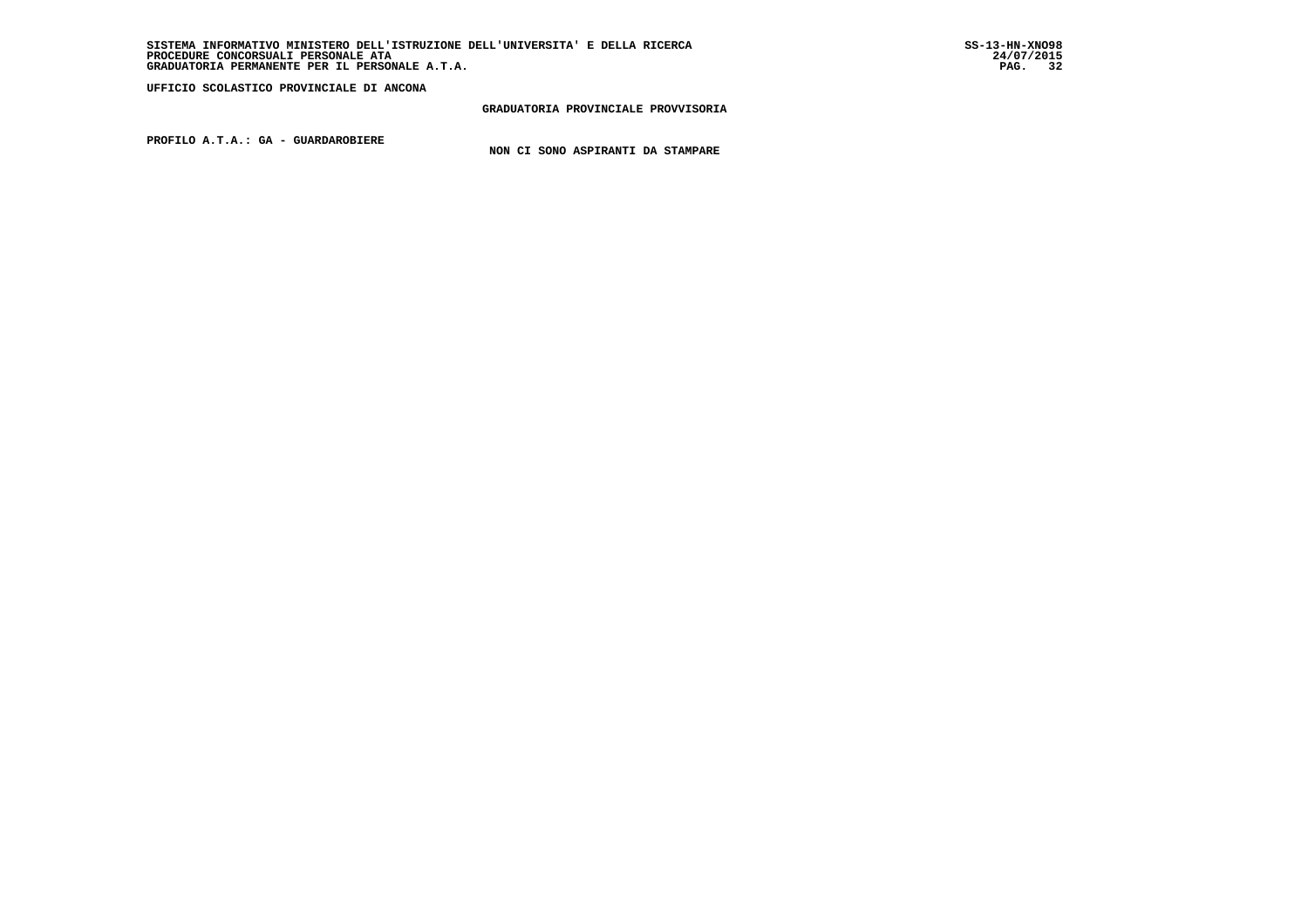UFFICIO SCOLASTICO PROVINCIALE DI ANCONA

**GRADUATORIA PROVINCIALE PROVVISORIA**

**PROFILO A.T.A.: GA - GUARDAROBIERE**

**NON CI SONO ASPIRANTI DA STAMPARE**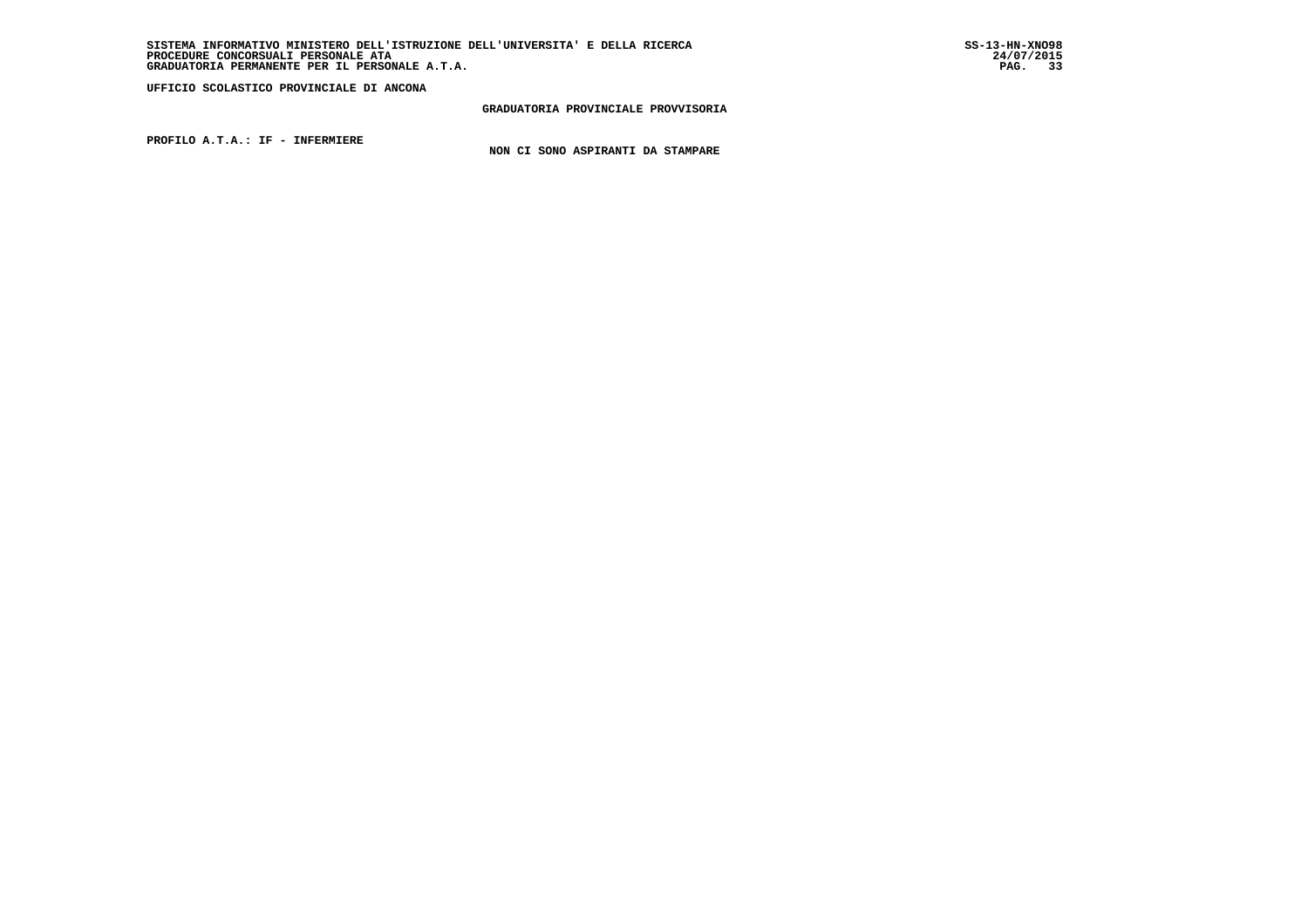UFFICIO SCOLASTICO PROVINCIALE DI ANCONA

**GRADUATORIA PROVINCIALE PROVVISORIA**

**PROFILO A.T.A.: IF - INFERMIERE**

**NON CI SONO ASPIRANTI DA STAMPARE**